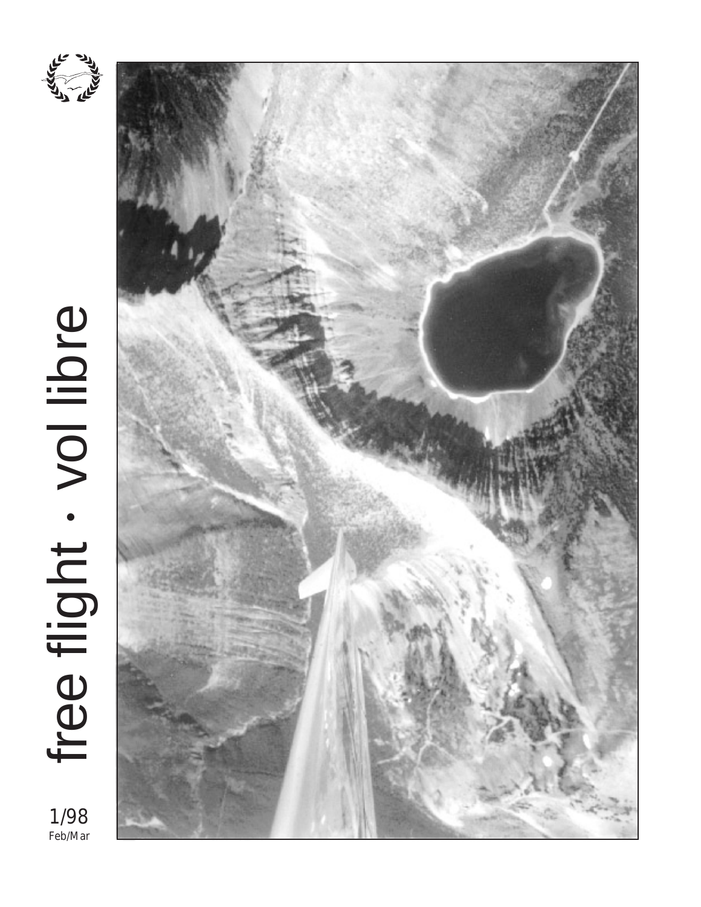# free flight · vol libre

1/98
Feb/Mar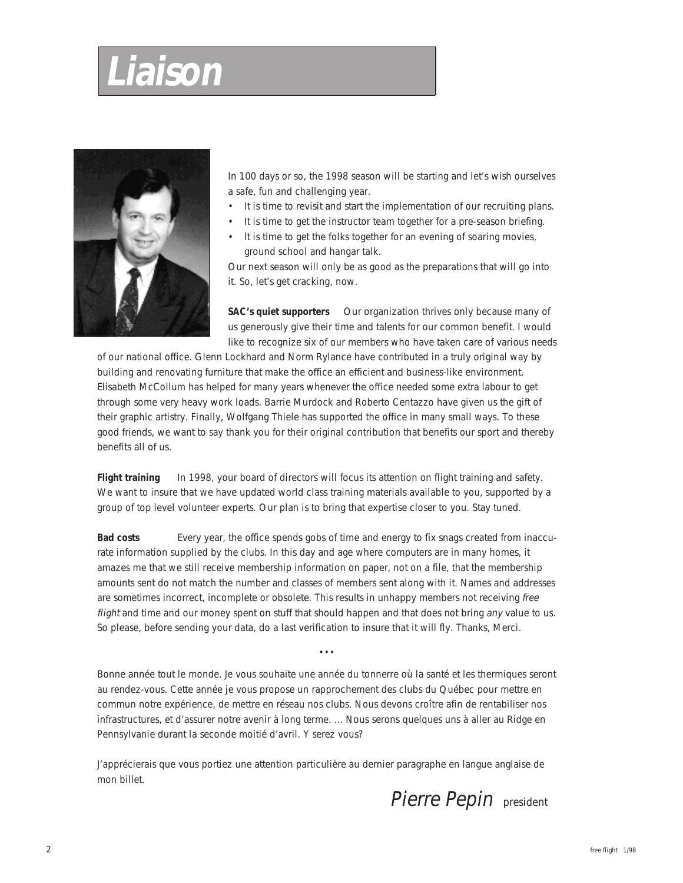# Liaison

In 100 days or so, the 1998 season will be starting and let's wish ourselves a safe, fun and challenging year.

- It is time to revisit and start the implementation of our recruiting plans.
- It is time to get the instructor team together for a pre-season briefing.
- It is time to get the folks together for an evening of soaring movies, ground school and hangar talk.

Our next season will only be as good as the preparations that will go into it. So, let's get cracking, now.

**SAC's quiet supporters** Our organization thrives only because many of us generously give their time and talents for our common benefit. I would like to recognize six of our members who have taken care of various needs of our national office. Glenn Lockhard and Norm Rylance have contributed in a truly original way by building and renovating furniture that make the office an efficient and business-like environment. Elisabeth McCollum has helped for many years whenever the office needed some extra labour to get through some very heavy work loads. Barrie Murdock and Roberto Centazzo have given us the gift of their graphic artistry. Finally, Wolfgang Thiele has supported the office in many small ways. To these good friends, we want to say thank you for their original contribution that benefits our sport and thereby benefits all of us.

**Flight training** In 1998, your board of directors will focus its attention on flight training and safety. We want to insure that we have updated world class training materials available to you, supported by a group of top level volunteer experts. Our plan is to bring that expertise closer to you. Stay tuned.

**Bad costs** Every year, the office spends gobs of time and energy to fix snags created from inaccurate information supplied by the clubs. In this day and age where computers are in many homes, it amazes me that we still receive membership information on paper, not on a file, that the membership amounts sent do not match the number and classes of members sent along with it. Names and addresses are sometimes incorrect, incomplete or obsolete. This results in unhappy members not receiving *free flight* and time and our money spent on stuff that should happen and that does not bring *any* value to us. So please, before sending your data, do a last verification to insure that it will fly. Thanks, Merci.

• • •

Bonne année tout le monde. Je vous souhaite une année du tonnerre où la santé et les thermiques seront au rendez-vous. Cette année je vous propose un rapprochement des clubs du Québec pour mettre en commun notre expérience, de mettre en réseau nos clubs. Nous devons croître afin de rentabiliser nos infrastructures, et d'assurer notre avenir à long terme. … Nous serons quelques uns à aller au Ridge en Pennsylvanie durant la seconde moitié d'avril. Y serez vous?

J'apprécierais que vous portiez une attention particulière au dernier paragraphe en langue anglaise de mon billet.

*Pierre Pepin* president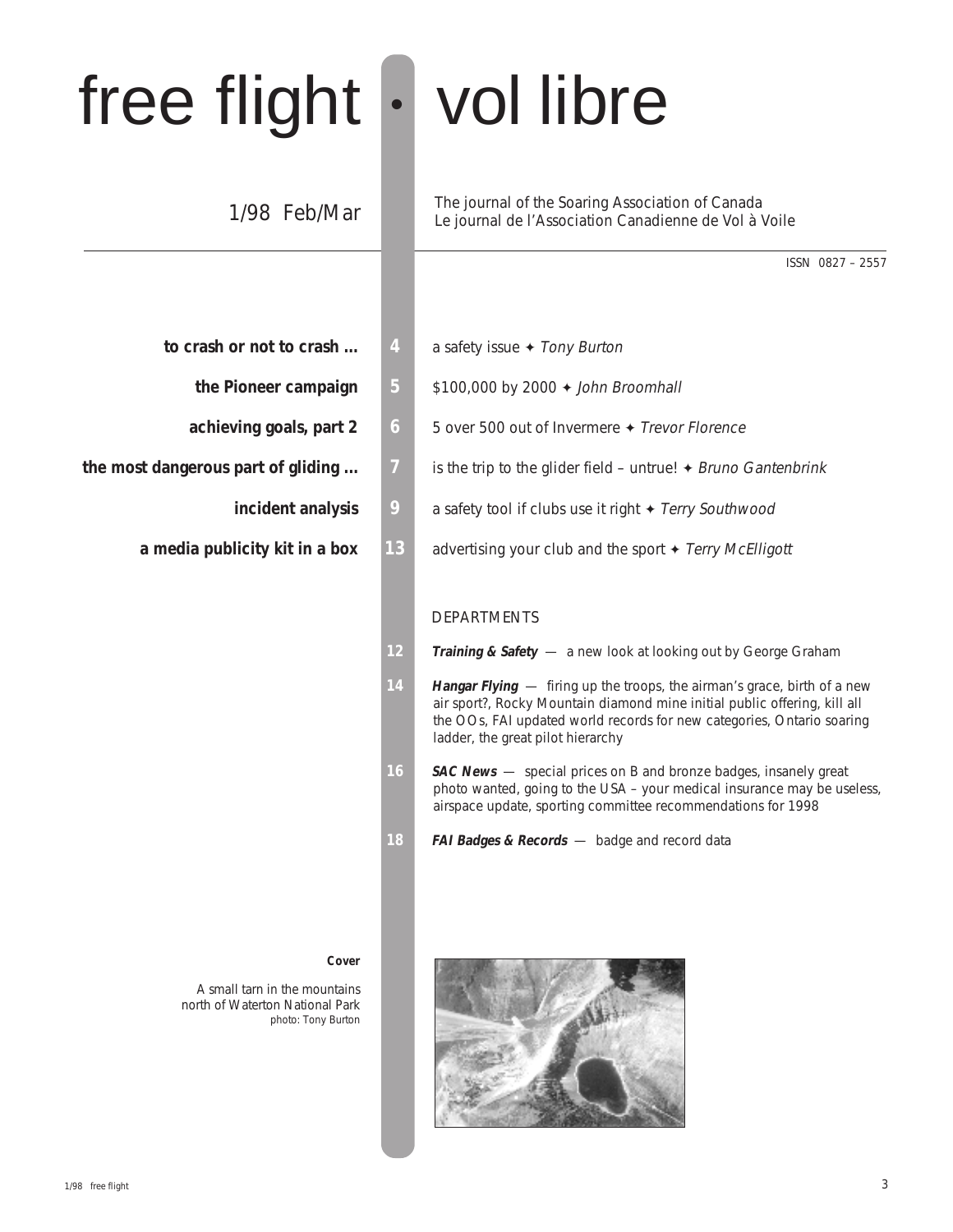# free flight • vol libre

1/98 Feb/Mar

The journal of the Soaring Association of Canada
Le journal de l'Association Canadienne de Vol à Voile

ISSN 0827 – 2557

**to crash or not to crash ...** — 4 — a safety issue ✦ *Tony Burton*

**the Pioneer campaign** — 5 — $100,000 by 2000 ✦ *John Broomhall*

**achieving goals, part 2** — 6 — 5 over 500 out of Invermere ✦ *Trevor Florence*

**the most dangerous part of gliding ...** — 7 — is the trip to the glider field – untrue! ✦ *Bruno Gantenbrink*

**incident analysis** — 9 — a safety tool if clubs use it right ✦ *Terry Southwood*

**a media publicity kit in a box** — 13 — advertising your club and the sport ✦ *Terry McElligott*

## DEPARTMENTS

12 — ***Training & Safety*** — a new look at looking out by George Graham

14 — ***Hangar Flying*** — firing up the troops, the airman's grace, birth of a new air sport?, Rocky Mountain diamond mine initial public offering, kill all the OOs, FAI updated world records for new categories, Ontario soaring ladder, the great pilot hierarchy

16 — ***SAC News*** — special prices on B and bronze badges, insanely great photo wanted, going to the USA – your medical insurance may be useless, airspace update, sporting committee recommendations for 1998

18 — ***FAI Badges & Records*** — badge and record data

**Cover**

A small tarn in the mountains north of Waterton National Park
photo: Tony Burton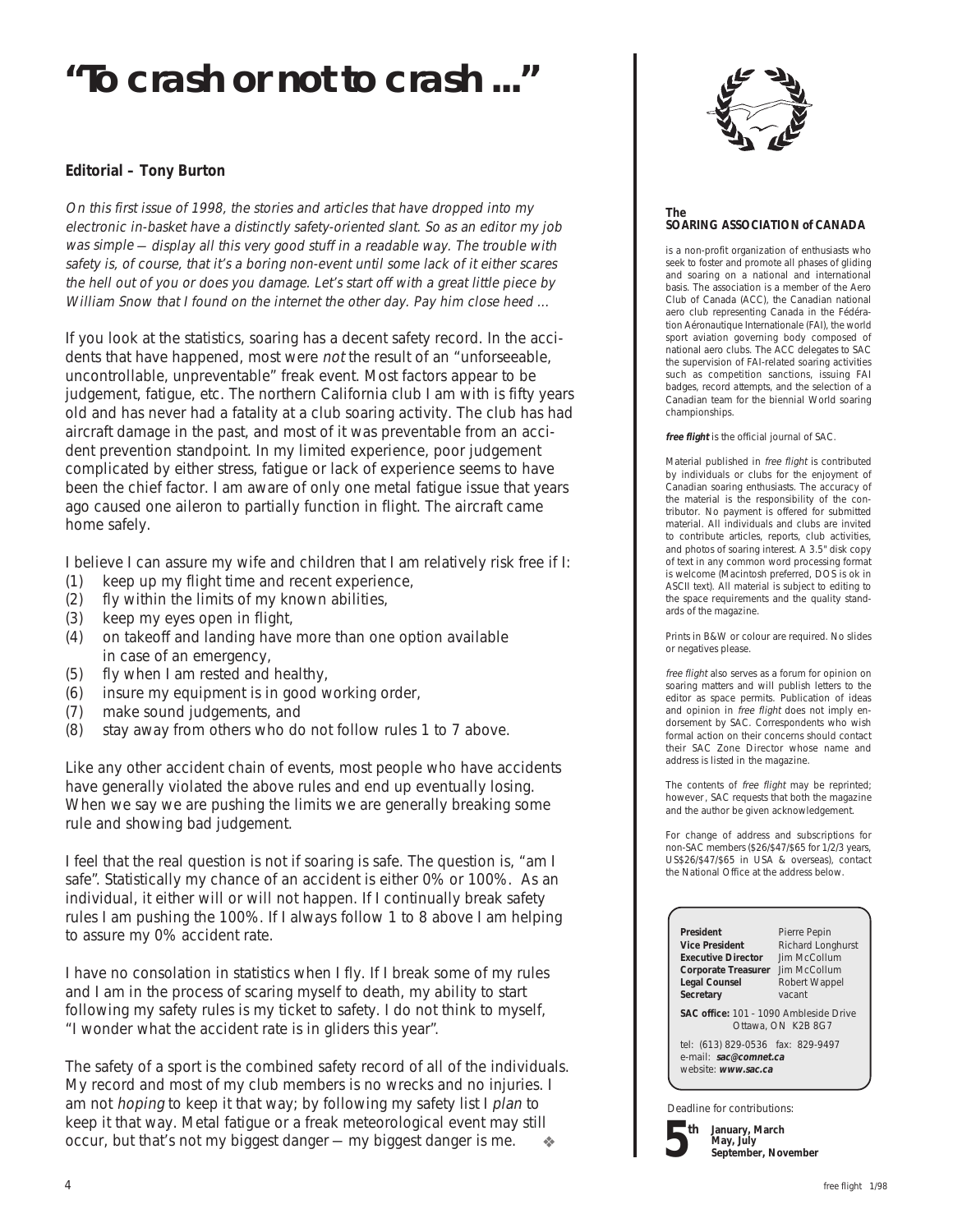# "To crash or not to crash ..."

**Editorial – Tony Burton**

*On this first issue of 1998, the stories and articles that have dropped into my electronic in-basket have a distinctly safety-oriented slant. So as an editor my job was simple — display all this very good stuff in a readable way. The trouble with safety is, of course, that it's a boring non-event until some lack of it either scares the hell out of you or does you damage. Let's start off with a great little piece by William Snow that I found on the internet the other day. Pay him close heed ...*

If you look at the statistics, soaring has a decent safety record. In the accidents that have happened, most were *not* the result of an "unforseeable, uncontrollable, unpreventable" freak event. Most factors appear to be judgement, fatigue, etc. The northern California club I am with is fifty years old and has never had a fatality at a club soaring activity. The club has had aircraft damage in the past, and most of it was preventable from an accident prevention standpoint. In my limited experience, poor judgement complicated by either stress, fatigue or lack of experience seems to have been the chief factor. I am aware of only one metal fatigue issue that years ago caused one aileron to partially function in flight. The aircraft came home safely.

I believe I can assure my wife and children that I am relatively risk free if I:

(1) keep up my flight time and recent experience,
(2) fly within the limits of my known abilities,
(3) keep my eyes open in flight,
(4) on takeoff and landing have more than one option available in case of an emergency,
(5) fly when I am rested and healthy,
(6) insure my equipment is in good working order,
(7) make sound judgements, and
(8) stay away from others who do not follow rules 1 to 7 above.

Like any other accident chain of events, most people who have accidents have generally violated the above rules and end up eventually losing. When we say we are pushing the limits we are generally breaking some rule and showing bad judgement.

I feel that the real question is not if soaring is safe. The question is, "am I safe". Statistically my chance of an accident is either 0% or 100%. As an individual, it either will or will not happen. If I continually break safety rules I am pushing the 100%. If I always follow 1 to 8 above I am helping to assure my 0% accident rate.

I have no consolation in statistics when I fly. If I break some of my rules and I am in the process of scaring myself to death, my ability to start following my safety rules is my ticket to safety. I do not think to myself, "I wonder what the accident rate is in gliders this year".

The safety of a sport is the combined safety record of all of the individuals. My record and most of my club members is no wrecks and no injuries. I am not *hoping* to keep it that way; by following my safety list I *plan* to keep it that way. Metal fatigue or a freak meteorological event may still occur, but that's not my biggest danger — my biggest danger is me. ❖

---

**The SOARING ASSOCIATION of CANADA**

is a non-profit organization of enthusiasts who seek to foster and promote all phases of gliding and soaring on a national and international basis. The association is a member of the Aero Club of Canada (ACC), the Canadian national aero club representing Canada in the Fédération Aéronautique Internationale (FAI), the world sport aviation governing body composed of national aero clubs. The ACC delegates to SAC the supervision of FAI-related soaring activities such as competition sanctions, issuing FAI badges, record attempts, and the selection of a Canadian team for the biennial World soaring championships.

***free flight*** is the official journal of SAC.

Material published in *free flight* is contributed by individuals or clubs for the enjoyment of Canadian soaring enthusiasts. The accuracy of the material is the responsibility of the contributor. No payment is offered for submitted material. All individuals and clubs are invited to contribute articles, reports, club activities, and photos of soaring interest. A 3.5" disk copy of text in any common word processing format is welcome (Macintosh preferred, DOS is ok in ASCII text). All material is subject to editing to the space requirements and the quality standards of the magazine.

Prints in B&W or colour are required. No slides or negatives please.

*free flight* also serves as a forum for opinion on soaring matters and will publish letters to the editor as space permits. Publication of ideas and opinion in *free flight* does not imply endorsement by SAC. Correspondents who wish formal action on their concerns should contact their SAC Zone Director whose name and address is listed in the magazine.

The contents of *free flight* may be reprinted; however, SAC requests that both the magazine and the author be given acknowledgement.

For change of address and subscriptions for non-SAC members ($26/$47/$65 for 1/2/3 years, US$26/$47/$65 in USA & overseas), contact the National Office at the address below.

| | |
|---|---|
| **President** | Pierre Pepin |
| **Vice President** | Richard Longhurst |
| **Executive Director** | Jim McCollum |
| **Corporate Treasurer** | Jim McCollum |
| **Legal Counsel** | Robert Wappel |
| **Secretary** | vacant |

**SAC office:** 101 - 1090 Ambleside Drive
Ottawa, ON K2B 8G7

tel: (613) 829-0536 fax: 829-9497
e-mail: **sac@comnet.ca**
website: **www.sac.ca**

Deadline for contributions:

**5th** **January, March May, July September, November**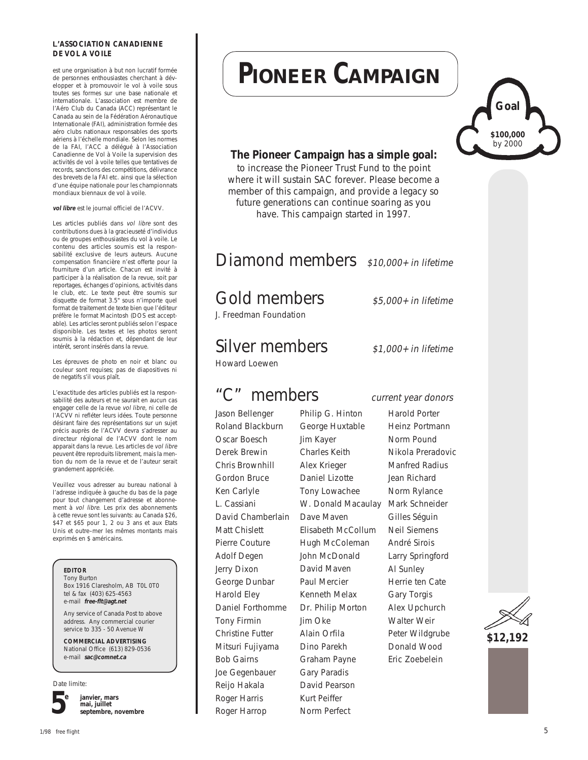**L'ASSOCIATION CANADIENNE DE VOL A VOILE**

est une organisation à but non lucratif formée de personnes enthousiastes cherchant à développer et à promouvoir le vol à voile sous toutes ses formes sur une base nationale et internationale. L'association est membre de l'Aéro Club du Canada (ACC) représentant le Canada au sein de la Fédération Aéronautique Internationale (FAI), administration formée des aéro clubs nationaux responsables des sports aériens à l'échelle mondiale. Selon les normes de la FAI, l'ACC a délégué à l'Association Canadienne de Vol à Voile la supervision des activités de vol à voile telles que tentatives de records, sanctions des compétitions, délivrance des brevets de la FAI etc. ainsi que la sélection d'une équipe nationale pour les championnats mondiaux biennaux de vol à voile.

***vol libre*** est le journal officiel de l'ACVV.

Les articles publiés dans *vol libre* sont des contributions dues à la gracieuseté d'individus ou de groupes enthousiastes du vol à voile. Le contenu des articles soumis est la responsabilité exclusive de leurs auteurs. Aucune compensation financière n'est offerte pour la fourniture d'un article. Chacun est invité à participer à la réalisation de la revue, soit par reportages, échanges d'opinions, activités dans le club, etc. Le texte peut être soumis sur disquette de format 3.5" sous n'importe quel format de traitement de texte bien que l'éditeur préfère le format Macintosh (DOS est acceptable). Les articles seront publiés selon l'espace disponible. Les textes et les photos seront soumis à la rédaction et, dépendant de leur intérêt, seront insérés dans la revue.

Les épreuves de photo en noir et blanc ou couleur sont requises; pas de diapositives ni de negatifs s'il vous plaît.

L'exactitude des articles publiés est la responsabilité des auteurs et ne saurait en aucun cas engager celle de la revue *vol libre*, ni celle de l'ACVV ni refléter leurs idées. Toute personne désirant faire des représentations sur un sujet précis auprès de l'ACVV devra s'adresser au directeur régional de l'ACVV dont le nom apparait dans la revue. Les articles de *vol libre* peuvent être reproduits librement, mais la mention du nom de la revue et de l'auteur serait grandement appréciée.

Veuillez vous adresser au bureau national à l'adresse indiquée à gauche du bas de la page pour tout changement d'adresse et abonnement à *vol libre*. Les prix des abonnements à cette revue sont les suivants: au Canada $26, $47 et $65 pour 1, 2 ou 3 ans et aux Etats Unis et outre–mer les mêmes montants mais exprimés en $ américains.

**EDITOR**
Tony Burton
Box 1916 Claresholm, AB T0L 0T0
tel & fax (403) 625-4563
e-mail **free-flt@agt.net**

Any service of Canada Post to above address. Any commercial courier service to 335 - 50 Avenue W

**COMMERCIAL ADVERTISING**
National Office (613) 829-0536
e-mail **sac@comnet.ca**

Date limite:

**5e** **janvier, mars mai, juillet septembre, novembre**

# PIONEER CAMPAIGN

**Goal**
**$100,000** by 2000

**The Pioneer Campaign has a simple goal:** to increase the Pioneer Trust Fund to the point where it will sustain SAC forever. Please become a member of this campaign, and provide a legacy so future generations can continue soaring as you have. This campaign started in 1997.

**$12,192**

## Diamond members *$10,000+ in lifetime*

## Gold members *$5,000+ in lifetime*

J. Freedman Foundation

## Silver members *$1,000+ in lifetime*

Howard Loewen

## "C" members *current year donors*

Jason Bellenger
Roland Blackburn
Oscar Boesch
Derek Brewin
Chris Brownhill
Gordon Bruce
Ken Carlyle
L. Cassiani
David Chamberlain
Matt Chislett
Pierre Couture
Adolf Degen
Jerry Dixon
George Dunbar
Harold Eley
Daniel Forthomme
Tony Firmin
Christine Futter
Mitsuri Fujiyama
Bob Gairns
Joe Gegenbauer
Reijo Hakala
Roger Harris
Roger Harrop
Philip G. Hinton
George Huxtable
Jim Kayer
Charles Keith
Alex Krieger
Daniel Lizotte
Tony Lowachee
W. Donald Macaulay
Dave Maven
Elisabeth McCollum
Hugh McColeman
John McDonald
David Maven
Paul Mercier
Kenneth Melax
Dr. Philip Morton
Jim Oke
Alain Orfila
Dino Parekh
Graham Payne
Gary Paradis
David Pearson
Kurt Peiffer
Norm Perfect
Harold Porter
Heinz Portmann
Norm Pound
Nikola Preradovic
Manfred Radius
Jean Richard
Norm Rylance
Mark Schneider
Gilles Séguin
Neil Siemens
André Sirois
Larry Springford
Al Sunley
Herrie ten Cate
Gary Torgis
Alex Upchurch
Walter Weir
Peter Wildgrube
Donald Wood
Eric Zoebelein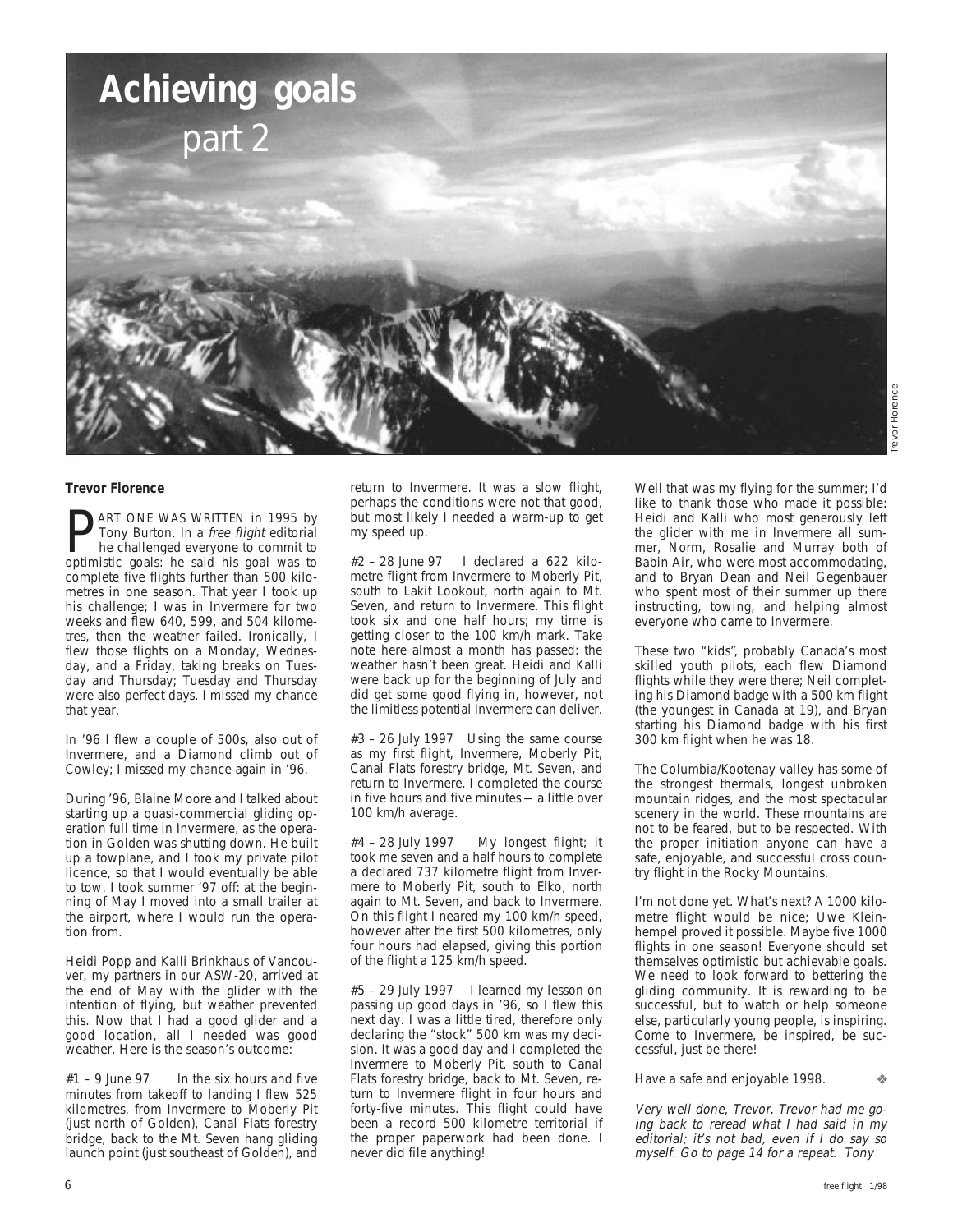# Achieving goals

## part 2

**Trevor Florence**

PART ONE WAS WRITTEN in 1995 by Tony Burton. In a *free flight* editorial he challenged everyone to commit to optimistic goals: he said his goal was to complete five flights further than 500 kilometres in one season. That year I took up his challenge; I was in Invermere for two weeks and flew 640, 599, and 504 kilometres, then the weather failed. Ironically, I flew those flights on a Monday, Wednesday, and a Friday, taking breaks on Tuesday and Thursday; Tuesday and Thursday were also perfect days. I missed my chance that year.

In '96 I flew a couple of 500s, also out of Invermere, and a Diamond climb out of Cowley; I missed my chance again in '96.

During '96, Blaine Moore and I talked about starting up a quasi-commercial gliding operation full time in Invermere, as the operation in Golden was shutting down. He built up a towplane, and I took my private pilot licence, so that I would eventually be able to tow. I took summer '97 off: at the beginning of May I moved into a small trailer at the airport, where I would run the operation from.

Heidi Popp and Kalli Brinkhaus of Vancouver, my partners in our ASW-20, arrived at the end of May with the intention of flying, but weather prevented this. Now that I had a good glider and a good location, all I needed was good weather. Here is the season's outcome:

#1 – 9 June 97 In the six hours and five minutes from takeoff to landing I flew 525 kilometres, from Invermere to Moberly Pit (just north of Golden), Canal Flats forestry bridge, back to the Mt. Seven hang gliding launch point (just southeast of Golden), and return to Invermere. It was a slow flight, perhaps the conditions were not that good, but most likely I needed a warm-up to get my speed up.

#2 – 28 June 97 I declared a 622 kilometre flight from Invermere to Moberly Pit, south to Lakit Lookout, north again to Mt. Seven, and return to Invermere. This flight took six and one half hours; my time is getting closer to the 100 km/h mark. Take note here almost a month has passed: the weather hasn't been great. Heidi and Kalli were back up for the beginning of July and did get some good flying in, however, not the limitless potential Invermere can deliver.

#3 – 26 July 1997 Using the same course as my first flight, Invermere, Moberly Pit, Canal Flats forestry bridge, Mt. Seven, and return to Invermere. I completed the course in five hours and five minutes — a little over 100 km/h average.

#4 – 28 July 1997 My longest flight; it took me seven and a half hours to complete a declared 737 kilometre flight from Invermere to Moberly Pit, south to Elko, north again to Mt. Seven, and back to Invermere. On this flight I neared my 100 km/h speed, however after the first 500 kilometres, only four hours had elapsed, giving this portion of the flight a 125 km/h speed.

#5 – 29 July 1997 I learned my lesson on passing up good days in '96, so I flew this next day. I was a little tired, therefore only declaring the "stock" 500 km was my decision. It was a good day and I completed the Invermere to Moberly Pit, south to Canal Flats forestry bridge, back to Mt. Seven, return to Invermere flight in four hours and forty-five minutes. This flight could have been a record 500 kilometre territorial if the proper paperwork had been done. I never did file anything!

Well that was my flying for the summer; I'd like to thank those who made it possible: Heidi and Kalli who most generously left the glider with me in Invermere all summer, Norm, Rosalie and Murray both of Babin Air, who were most accommodating, and to Bryan Dean and Neil Gegenbauer who spent most of their summer up there instructing, towing, and helping almost everyone who came to Invermere.

These two "kids", probably Canada's most skilled youth pilots, each flew Diamond flights while they were there; Neil completing his Diamond badge with a 500 km flight (the youngest in Canada at 19), and Bryan starting his Diamond badge with his first 300 km flight when he was 18.

The Columbia/Kootenay valley has some of the strongest thermals, longest unbroken mountain ridges, and the most spectacular scenery in the world. These mountains are not to be feared, but to be respected. With the proper initiation anyone can have a safe, enjoyable, and successful cross country flight in the Rocky Mountains.

I'm not done yet. What's next? A 1000 kilometre flight would be nice; Uwe Kleinhempel proved it possible. Maybe five 1000 flights in one season! Everyone should set themselves optimistic but achievable goals. We need to look forward to bettering the gliding community. It is rewarding to be successful, but to watch or help someone else, particularly young people, is inspiring. Come to Invermere, be inspired, be successful, just be there!

Have a safe and enjoyable 1998. ❖

*Very well done, Trevor. Trevor had me going back to reread what I had said in my editorial; it's not bad, even if I do say so myself. Go to page 14 for a repeat. Tony*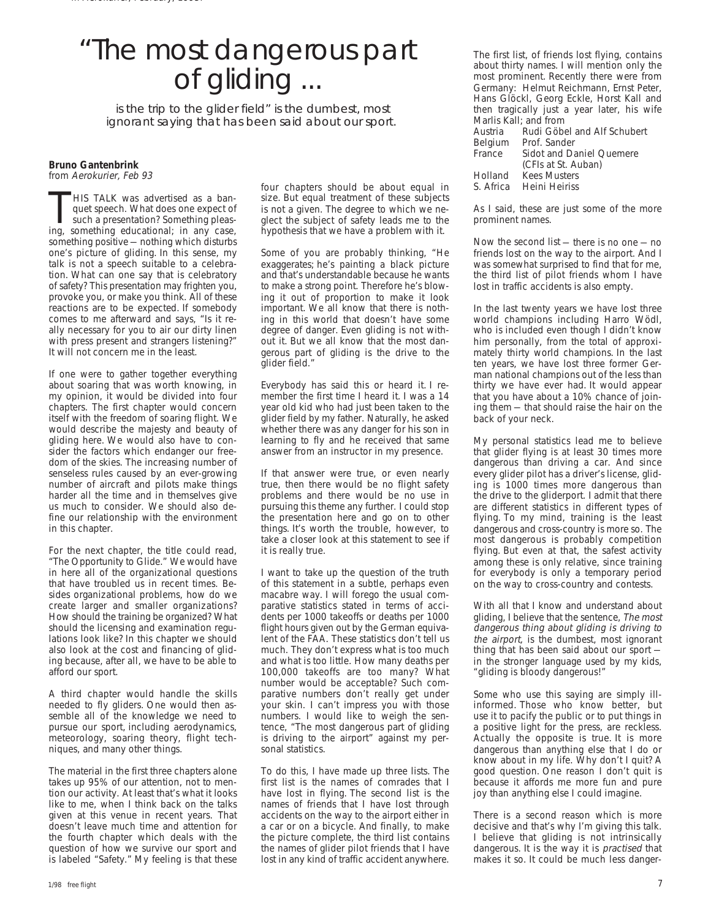# "The most dangerous part of gliding ...

is the trip to the glider field" is the dumbest, most ignorant saying that has been said about our sport.

**Bruno Gantenbrink**
*from Aerokurier, Feb 93*

THIS TALK was advertised as a banquet speech. What does one expect of such a presentation? Something pleasing, something educational; in any case, something positive — nothing which disturbs one's picture of gliding. In this sense, my talk is not a speech suitable to a celebration. What can one say that is celebratory of safety? This presentation may frighten you, provoke you, or make you think. All of these reactions are to be expected. If somebody comes to me afterward and says, "Is it really necessary for you to air our dirty linen with press present and strangers listening?" It will not concern me in the least.

If one were to gather together everything about soaring that was worth knowing, in my opinion, it would be divided into four chapters. The first chapter would concern itself with the freedom of soaring flight. We would describe the majesty and beauty of gliding here. We would also have to consider the factors which endanger our freedom of the skies. The increasing number of senseless rules caused by an ever-growing number of aircraft and pilots make things harder all the time and in themselves give us much to consider. We should also define our relationship with the environment in this chapter.

For the next chapter, the title could read, "The Opportunity to Glide." We would have in here all of the organizational questions that have troubled us in recent times. Besides organizational problems, how do we create larger and smaller organizations? How should the training be organized? What should the licensing and examination regulations look like? In this chapter we should also look at the cost and financing of gliding because, after all, we have to be able to afford our sport.

A third chapter would handle the skills needed to fly gliders. One would then assemble all of the knowledge we need to pursue our sport, including aerodynamics, meteorology, soaring theory, flight techniques, and many other things.

The material in the first three chapters alone takes up 95% of our attention, not to mention our activity. At least that's what it looks like to me, when I think back on the talks given at this venue in recent years. That doesn't leave much time and attention for the fourth chapter which deals with the question of how we survive our sport and is labeled "Safety." My feeling is that these four chapters should be about equal in size. But equal treatment of these subjects is not a given. The degree to which we neglect the subject of safety leads me to the hypothesis that we have a problem with it.

Some of you are probably thinking, "He exaggerates; he's painting a black picture and that's understandable because he wants to make a strong point. Therefore he's blowing it out of proportion to make it look important. We all know that there is nothing in this world that doesn't have some degree of danger. Even gliding is not without it. But we all know that the most dangerous part of gliding is the drive to the glider field."

Everybody has said this or heard it. I remember the first time I heard it. I was a 14 year old kid who had just been taken to the glider field by my father. Naturally, he asked whether there was any danger for his son in learning to fly and he received that same answer from an instructor in my presence.

If that answer were true, or even nearly true, then there would be no flight safety problems and there would be no use in pursuing this theme any further. I could stop the presentation here and go on to other things. It's worth the trouble, however, to take a closer look at this statement to see if it is really true.

I want to take up the question of the truth of this statement in a subtle, perhaps even macabre way. I will forego the usual comparative statistics stated in terms of accidents per 1000 takeoffs or deaths per 1000 flight hours given out by the German equivalent of the FAA. These statistics don't tell us much. They don't express what is too much and what is too little. How many deaths per 100,000 takeoffs are too many? What number would be acceptable? Such comparative numbers don't really get under your skin. I can't impress you with those numbers. I would like to weigh the sentence, "The most dangerous part of gliding is driving to the airport" against my personal statistics.

To do this, I have made up three lists. The first list is the names of comrades that I have lost in flying. The second list is the names of friends that I have lost through accidents on the way to the airport either in a car or on a bicycle. And finally, to make the picture complete, the third list contains the names of glider pilot friends that I have lost in any kind of traffic accident anywhere.

The first list, of friends lost flying, contains about thirty names. I will mention only the most prominent. Recently there were from Germany: Helmut Reichmann, Ernst Peter, Hans Glöckl, Georg Eckle, Horst Kall and then tragically just a year later, his wife Marlis Kall; and from

| | |
|---|---|
| Austria | Rudi Göbel and Alf Schubert |
| Belgium | Prof. Sander |
| France | Sidot and Daniel Quemere (CFIs at St. Auban) |
| Holland | Kees Musters |
| S. Africa | Heini Heiriss |

As I said, these are just some of the more prominent names.

Now the second list — there is no one — no friends lost on the way to the airport. And I was somewhat surprised to find that for me, the third list of pilot friends whom I have lost in traffic accidents is also empty.

In the last twenty years we have lost three world champions including Harro Wödl, who is included even though I didn't know him personally, from the total of approximately thirty world champions. In the last ten years, we have lost three former German national champions out of the less than thirty we have ever had. It would appear that you have about a 10% chance of joining them — that should raise the hair on the back of your neck.

My personal statistics lead me to believe that glider flying is at least 30 times more dangerous than driving a car. And since every glider pilot has a driver's license, gliding is 1000 times more dangerous than the drive to the gliderport. I admit that there are different statistics in different types of flying. To my mind, training is the least dangerous and cross-country is more so. The most dangerous is probably competition flying. But even at that, the safest activity among these is only relative, since training for everybody is only a temporary period on the way to cross-country and contests.

With all that I know and understand about gliding, I believe that the sentence, *The most dangerous thing about gliding is driving to the airport,* is the dumbest, most ignorant thing that has been said about our sport — in the stronger language used by my kids, "gliding is bloody dangerous!"

Some who use this saying are simply ill-informed. Those who know better, but use it to pacify the public or to put things in a positive light for the press, are reckless. Actually the opposite is true. It is more dangerous than anything else that I do or know about in my life. Why don't I quit? A good question. One reason I don't quit is because it affords me more fun and pure joy than anything else I could imagine.

There is a second reason which is more decisive and that's why I'm giving this talk. I believe that gliding is not intrinsically dangerous. It is the way it is *practised* that makes it so. It could be much less danger-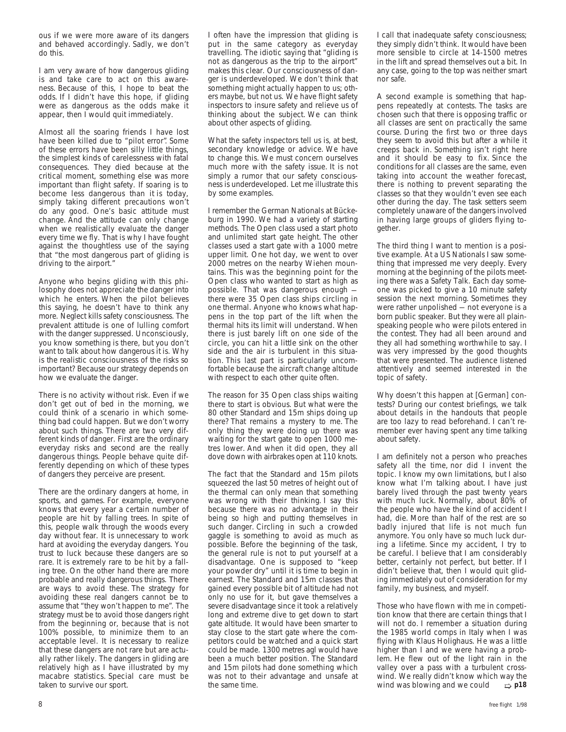ous if we were more aware of its dangers and behaved accordingly. Sadly, we don't do this.

I am very aware of how dangerous gliding is and take care to act on this awareness. Because of this, I hope to beat the odds. If I didn't have this hope, if gliding were as dangerous as the odds make it appear, then I would quit immediately.

Almost all the soaring friends I have lost have been killed due to "pilot error". Some of these errors have been silly little things, the simplest kinds of carelessness with fatal consequences. They died because at the critical moment, something else was more important than flight safety. If soaring is to become less dangerous than it is today, simply taking different precautions won't do any good. One's basic attitude must change. And the attitude can only change when we realistically evaluate the danger every time we fly. That is why I have fought against the thoughtless use of the saying that "the most dangerous part of gliding is driving to the airport."

Anyone who begins gliding with this philosophy does not appreciate the danger into which he enters. When the pilot believes this saying, he doesn't have to think any more. Neglect kills safety consciousness. The prevalent attitude is one of lulling comfort with the danger suppressed. Unconsciously, you know something is there, but you don't want to talk about how dangerous it is. Why is the realistic consciousness of the risks so important? Because our strategy depends on how we evaluate the danger.

There is no activity without risk. Even if we don't get out of bed in the morning, we could think of a scenario in which something bad could happen. But we don't worry about such things. There are two very different kinds of danger. First are the ordinary everyday risks and second are the really dangerous things. People behave quite differently depending on which of these types of dangers they perceive are present.

There are the ordinary dangers at home, in sports, and games. For example, everyone knows that every year a certain number of people are hit by falling trees. In spite of this, people walk through the woods every day without fear. It is unnecessary to work hard at avoiding the everyday dangers. You trust to luck because these dangers are so rare. It is extremely rare to be hit by a falling tree. On the other hand there are more probable and really dangerous things. There are ways to avoid these. The strategy for avoiding these real dangers cannot be to assume that "they won't happen to me". The strategy must be to avoid those dangers right from the beginning or, because that is not 100% possible, to minimize them to an acceptable level. It is necessary to realize that these dangers are not rare but are actually rather likely. The dangers in gliding are relatively high as I have illustrated by my macabre statistics. Special care must be taken to survive our sport.

I often have the impression that gliding is put in the same category as everyday travelling. The idiotic saying that "gliding is not as dangerous as the trip to the airport" makes this clear. Our consciousness of danger is underdeveloped. We don't think that something might actually happen to us; others maybe, but not us. We have flight safety inspectors to insure safety and relieve us of thinking about the subject. We can think about other aspects of gliding.

What the safety inspectors tell us is, at best, secondary knowledge or advice. We have to change this. We must concern ourselves much more with the safety issue. It is not simply a rumor that our safety consciousness is underdeveloped. Let me illustrate this by some examples.

I remember the German Nationals at Bückeburg in 1990. We had a variety of starting methods. The Open class used a start photo and unlimited start gate height. The other classes used a start gate with a 1000 metre upper limit. One hot day, we went to over 2000 metres on the nearby Wiehen mountains. This was the beginning point for the Open class who wanted to start as high as possible. That was dangerous enough — there were 35 Open class ships circling in one thermal. Anyone who knows what happens in the top part of the lift when the thermal hits its limit will understand. When there is just barely lift on one side of the circle, you can hit a little sink on the other side and the air is turbulent in this situation. This last part is particularly uncomfortable because the aircraft change altitude with respect to each other quite often.

The reason for 35 Open class ships waiting there to start is obvious. But what were the 80 other Standard and 15m ships doing up there? That remains a mystery to me. The only thing they were doing up there was waiting for the start gate to open 1000 metres lower. And when it did open, they all dove down with airbrakes open at 110 knots.

The fact that the Standard and 15m pilots squeezed the last 50 metres of height out of the thermal can only mean that something was wrong with their thinking. I say this because there was no advantage in their being so high and putting themselves in such danger. Circling in such a crowded gaggle is something to avoid as much as possible. Before the beginning of the task, the general rule is not to put yourself at a disadvantage. One is supposed to "keep your powder dry" until it is time to begin in earnest. The Standard and 15m classes that gained every possible bit of altitude had not only no use for it, but gave themselves a severe disadvantage since it took a relatively long and extreme dive to get down to start gate altitude. It would have been smarter to stay close to the start gate where the competitors could be watched and a quick start could be made. 1300 metres agl would have been a much better position. The Standard and 15m pilots had done something which was not to their advantage and unsafe at the same time.

I call that inadequate safety consciousness; they simply didn't think. It would have been more sensible to circle at 14-1500 metres in the lift and spread themselves out a bit. In any case, going to the top was neither smart nor safe.

A second example is something that happens repeatedly at contests. The tasks are chosen such that there is opposing traffic or all classes are sent on practically the same course. During the first two or three days they seem to avoid this but after a while it creeps back in. Something isn't right here and it should be easy to fix. Since the conditions for all classes are the same, even taking into account the weather forecast, there is nothing to prevent separating the classes so that they wouldn't even see each other during the day. The task setters seem completely unaware of the dangers involved in having large groups of gliders flying together.

The third thing I want to mention is a positive example. At a US Nationals I saw something that impressed me very deeply. Every morning at the beginning of the pilots meeting there was a Safety Talk. Each day someone was picked to give a 10 minute safety session the next morning. Sometimes they were rather unpolished — not everyone is a born public speaker. But they were all plain-speaking people who were pilots entered in the contest. They had all been around and they all had something worthwhile to say. I was very impressed by the good thoughts that were presented. The audience listened attentively and seemed interested in the topic of safety.

Why doesn't this happen at [German] contests? During our contest briefings, we talk about details in the handouts that people are too lazy to read beforehand. I can't remember ever having spent any time talking about safety.

I am definitely not a person who preaches safety all the time, nor did I invent the topic. I know my own limitations, but I also know what I'm talking about. I have just barely lived through the past twenty years with much luck. Normally, about 80% of the people who have the kind of accident I had, die. More than half of the rest are so badly injured that life is not much fun anymore. You only have so much luck during a lifetime. Since my accident, I try to be careful. I believe that I am considerably better, certainly not perfect, but better. If I didn't believe that, then I would quit gliding immediately out of consideration for my family, my business, and myself.

Those who have flown with me in competition know that there are certain things that I will not do. I remember a situation during the 1985 world comps in Italy when I was flying with Klaus Holighaus. He was a little higher than I and we were having a problem. He flew out of the light rain in the valley over a pass with a turbulent crosswind. We really didn't know which way the wind was blowing and we could ⇨ **p18**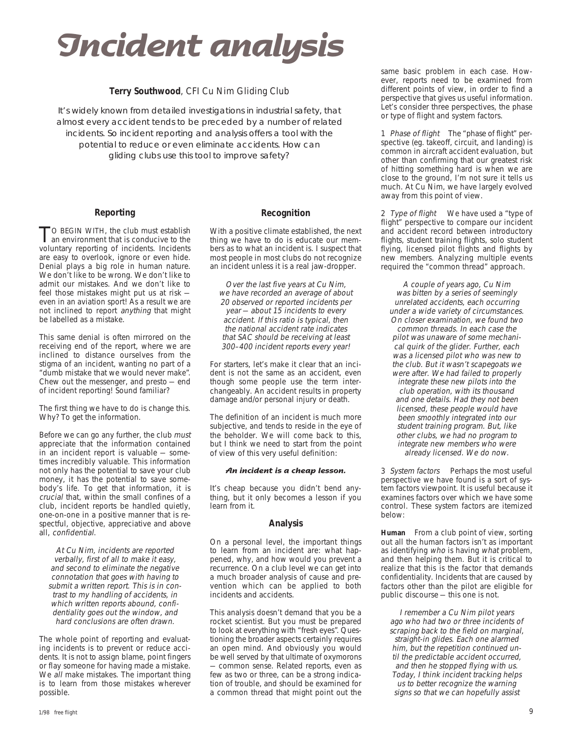# Incident analysis

**Terry Southwood**, CFI Cu Nim Gliding Club

It's widely known from detailed investigations in industrial safety, that almost every accident tends to be preceded by a number of related incidents. So incident reporting and analysis offers a tool with the potential to reduce or even eliminate accidents. How can gliding clubs use this tool to improve safety?

## Reporting

TO BEGIN WITH, the club must establish an environment that is conducive to the voluntary reporting of incidents. Incidents are easy to overlook, ignore or even hide. Denial plays a big role in human nature. We don't like to be wrong. We don't like to admit our mistakes. And we don't like to feel those mistakes might put us at risk — even in an aviation sport! As a result we are not inclined to report *anything* that might be labelled as a mistake.

This same denial is often mirrored on the receiving end of the report, where we are inclined to distance ourselves from the stigma of an incident, wanting no part of a "dumb mistake that we would never make". Chew out the messenger, and presto — end of incident reporting! Sound familiar?

The first thing we have to do is change this. Why? To get the information.

Before we can go any further, the club *must* appreciate that the information contained in an incident report is valuable — sometimes incredibly valuable. This information not only has the potential to save your club money, it has the potential to save somebody's life. To get that information, it is *crucial* that, within the small confines of a club, incident reports be handled quietly, one-on-one in a positive manner that is respectful, objective, appreciative and above all, *confidential*.

*At Cu Nim, incidents are reported verbally, first of all to make it easy, and second to eliminate the negative connotation that goes with having to submit a written report. This is in contrast to my handling of accidents, in which written reports abound, confidentiality goes out the window, and hard conclusions are often drawn.*

The whole point of reporting and evaluating incidents is to prevent or reduce accidents. It is not to assign blame, point fingers or flay someone for having made a mistake. We *all* make mistakes. The important thing is to learn from those mistakes wherever possible.

## Recognition

With a positive climate established, the next thing we have to do is educate our members as to what an incident is. I suspect that most people in most clubs do not recognize an incident unless it is a real jaw-dropper.

*Over the last five years at Cu Nim, we have recorded an average of about 20 observed or reported incidents per year — about 15 incidents to every accident. If this ratio is typical, then the national accident rate indicates that SAC should be receiving at least 300–400 incident reports every year!*

For starters, let's make it clear that an incident is not the same as an accident, even though some people use the term interchangeably. An accident results in property damage and/or personal injury or death.

The definition of an incident is much more subjective, and tends to reside in the eye of the beholder. We will come back to this, but I think we need to start from the point of view of this very useful definition:

***An incident is a cheap lesson.***

It's cheap because you didn't bend anything, but it only becomes a lesson if you learn from it.

## Analysis

On a personal level, the important things to learn from an incident are: what happened, why, and how would you prevent a recurrence. On a club level we can get into a much broader analysis of cause and prevention which can be applied to both incidents and accidents.

This analysis doesn't demand that you be a rocket scientist. But you must be prepared to look at everything with "fresh eyes". Questioning the broader aspects certainly requires an open mind. And obviously you would be well served by that ultimate of oxymorons — common sense. Related reports, even as few as two or three, can be a strong indication of trouble, and should be examined for a common thread that might point out the same basic problem in each case. However, reports need to be examined from different points of view, in order to find a perspective that gives us useful information. Let's consider three perspectives, the phase or type of flight and system factors.

1 *Phase of flight* The "phase of flight" perspective (eg. takeoff, circuit, and landing) is common in aircraft accident evaluation, but other than confirming that our greatest risk of hitting something hard is when we are close to the ground, I'm not sure it tells us much. At Cu Nim, we have largely evolved away from this point of view.

2 *Type of flight* We have used a "type of flight" perspective to compare our incident and accident record between introductory flights, student training flights, solo student flying, licensed pilot flights and flights by new members. Analyzing multiple events required the "common thread" approach.

*A couple of years ago, Cu Nim was bitten by a series of seemingly unrelated accidents, each occurring under a wide variety of circumstances. On closer examination, we found two common threads. In each case the pilot was unaware of some mechanical quirk of the glider. Further, each was a licensed pilot who was new to the club. But it wasn't scapegoats we were after. We had failed to properly integrate these new pilots into the club operation, with its thousand and one details. Had they not been licensed, these people would have been smoothly integrated into our student training program. But, like other clubs, we had no program to integrate new members who were already licensed. We do now.*

3 *System factors* Perhaps the most useful perspective we have found is a sort of system factors viewpoint. It is useful because it examines factors over which we have some control. These system factors are itemized below:

**Human** From a club point of view, sorting out all the human factors isn't as important as identifying *who* is having *what* problem, and then helping them. But it is critical to realize that this is the factor that demands confidentiality. Incidents that are caused by factors other than the pilot are eligible for public discourse — this one is not.

*I remember a Cu Nim pilot years ago who had two or three incidents of scraping back to the field on marginal, straight-in glides. Each one alarmed him, but the repetition continued until the predictable accident occurred, and then he stopped flying with us. Today, I think incident tracking helps us to better recognize the warning signs so that we can hopefully assist*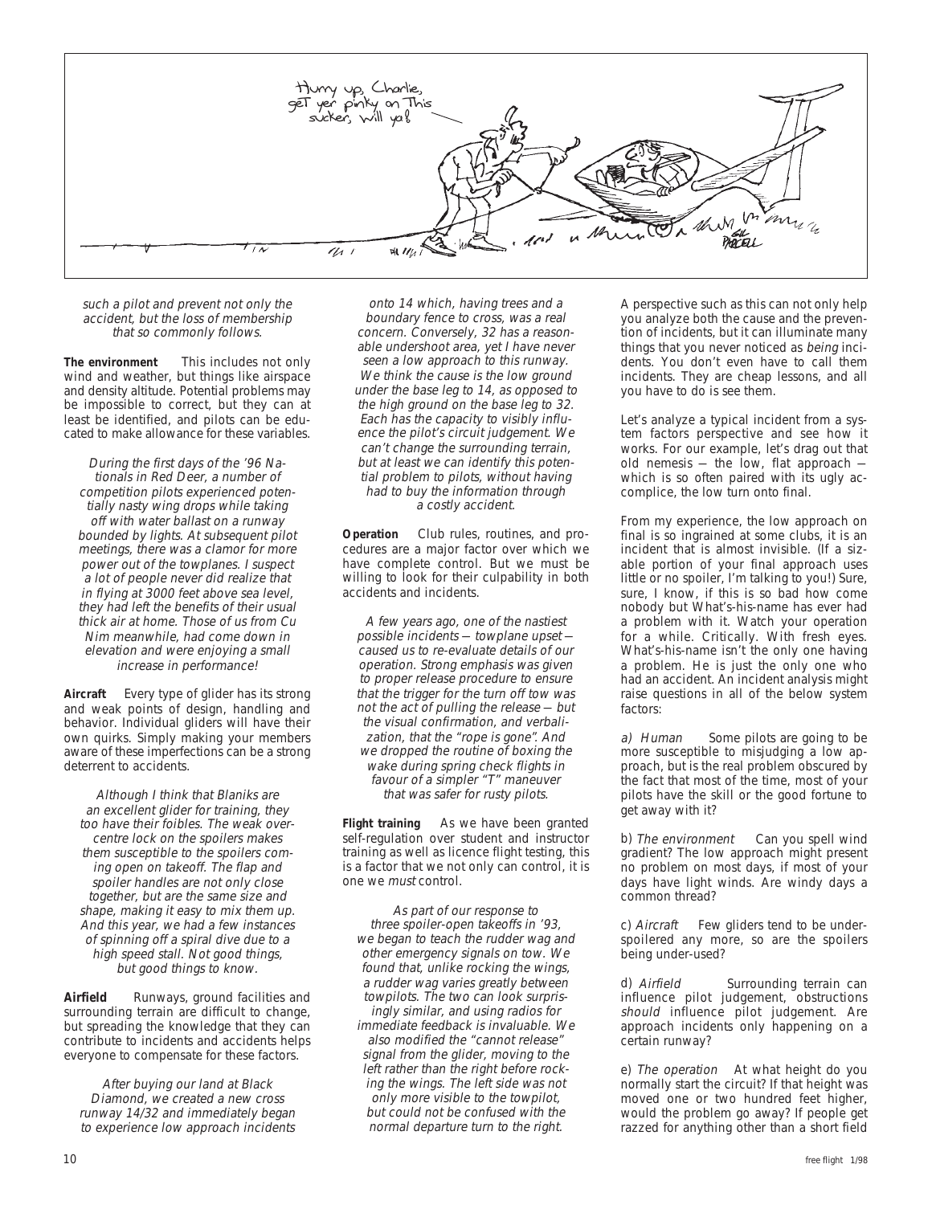*such a pilot and prevent not only the accident, but the loss of membership that so commonly follows.*

**The environment** This includes not only wind and weather, but things like airspace and density altitude. Potential problems may be impossible to correct, but they can at least be identified, and pilots can be educated to make allowance for these variables.

*During the first days of the '96 Nationals in Red Deer, a number of competition pilots experienced potentially nasty wing drops while taking off with water ballast on a runway bounded by lights. At subsequent pilot meetings, there was a clamor for more power out of the towplanes. I suspect a lot of people never did realize that in flying at 3000 feet above sea level, they had left the benefits of their usual thick air at home. Those of us from Cu Nim meanwhile, had come down in elevation and were enjoying a small increase in performance!*

**Aircraft** Every type of glider has its strong and weak points of design, handling and behavior. Individual gliders will have their own quirks. Simply making your members aware of these imperfections can be a strong deterrent to accidents.

*Although I think that Blaniks are an excellent glider for training, they too have their foibles. The weak overcentre lock on the spoilers makes them susceptible to the spoilers coming open on takeoff. The flap and spoiler handles are not only close together, but are the same size and shape, making it easy to mix them up. And this year, we had a few instances of spinning off a spiral dive due to a high speed stall. Not good things, but good things to know.*

**Airfield** Runways, ground facilities and surrounding terrain are difficult to change, but spreading the knowledge that they can contribute to incidents and accidents helps everyone to compensate for these factors.

*After buying our land at Black Diamond, we created a new cross runway 14/32 and immediately began to experience low approach incidents onto 14 which, having trees and a boundary fence to cross, was a real concern. Conversely, 32 has a reasonable undershoot area, yet I have never seen a low approach to this runway. We think the cause is the low ground under the base leg to 14, as opposed to the high ground on the base leg to 32. Each has the capacity to visibly influence the pilot's circuit judgement. We can't change the surrounding terrain, but at least we can identify this potential problem to pilots, without having had to buy the information through a costly accident.*

**Operation** Club rules, routines, and procedures are a major factor over which we have complete control. But we must be willing to look for their culpability in both accidents and incidents.

*A few years ago, one of the nastiest possible incidents — towplane upset — caused us to re-evaluate details of our operation. Strong emphasis was given to proper release procedure to ensure that the trigger for the turn off tow was not the act of pulling the release — but the visual confirmation, and verbalization, that the "rope is gone". And we dropped the routine of boxing the wake during spring check flights in favour of a simpler "T" maneuver that was safer for rusty pilots.*

**Flight training** As we have been granted self-regulation over student and instructor training as well as licence flight testing, this is a factor that we not only can control, it is one we *must* control.

*As part of our response to three spoiler-open takeoffs in '93, we began to teach the rudder wag and other emergency signals on tow. We found that, unlike rocking the wings, a rudder wag varies greatly between towpilots. The two can look surprisingly similar, and using radios for immediate feedback is invaluable. We also modified the "cannot release" signal from the glider, moving to the left rather than the right before rocking the wings. The left side was not only more visible to the towpilot, but could not be confused with the normal departure turn to the right.*

A perspective such as this can not only help you analyze both the cause and the prevention of incidents, but it can illuminate many things that you never noticed as *being* incidents. You don't even have to call them incidents. They are cheap lessons, and all you have to do is see them.

Let's analyze a typical incident from a system factors perspective and see how it works. For our example, let's drag out that old nemesis — the low, flat approach — which is so often paired with its ugly accomplice, the low turn onto final.

From my experience, the low approach on final is so ingrained at some clubs, it is an incident that is almost invisible. (If a sizable portion of your final approach uses little or no spoiler, I'm talking to you!) Sure, sure, I know, if this is so bad how come nobody but What's-his-name has ever had a problem with it. Watch your operation for a while. Critically. With fresh eyes. What's-his-name isn't the only one having a problem. He is just the only one who had an accident. An incident analysis might raise questions in all of the below system factors:

*a) Human* Some pilots are going to be more susceptible to misjudging a low approach, but is the real problem obscured by the fact that most of the time, most of your pilots have the skill or the good fortune to get away with it?

*b) The environment* Can you spell wind gradient? The low approach might present no problem on most days, if most of your days have light winds. Are windy days a common thread?

*c) Aircraft* Few gliders tend to be underspoilered any more, so are the spoilers being under-used?

*d) Airfield* Surrounding terrain can influence pilot judgement, obstructions *should* influence pilot judgement. Are approach incidents only happening on a certain runway?

*e) The operation* At what height do you normally start the circuit? If that height was moved one or two hundred feet higher, would the problem go away? If people get razzed for anything other than a short field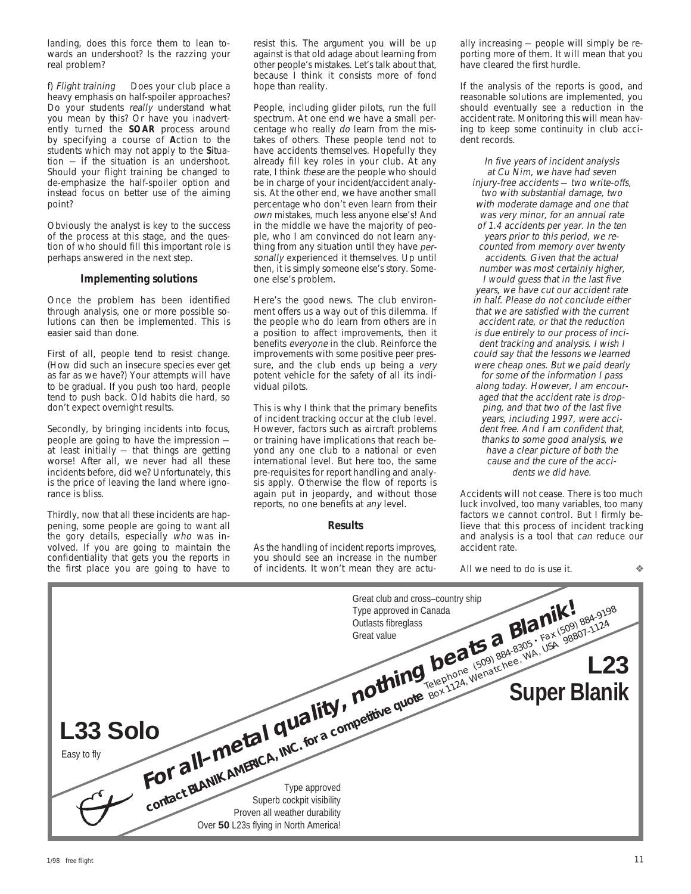landing, does this force them to lean towards an undershoot? Is the razzing your real problem?

f) *Flight training* Does your club place a heavy emphasis on half-spoiler approaches? Do your students *really* understand what you mean by this? Or have you inadvertently turned the **SOAR** process around by specifying a course of **A**ction to the students which may not apply to the **S**ituation — if the situation is an undershoot. Should your flight training be changed to de-emphasize the half-spoiler option and instead focus on better use of the aiming point?

Obviously the analyst is key to the success of the process at this stage, and the question of who should fill this important role is perhaps answered in the next step.

### Implementing solutions

Once the problem has been identified through analysis, one or more possible solutions can then be implemented. This is easier said than done.

First of all, people tend to resist change. (How did such an insecure species ever get as far as we have?) Your attempts will have to be gradual. If you push too hard, people tend to push back. Old habits die hard, so don't expect overnight results.

Secondly, by bringing incidents into focus, people are going to have the impression — at least initially — that things are getting worse! After all, we never had all these incidents before, did we? Unfortunately, this is the price of leaving the land where ignorance is bliss.

Thirdly, now that all these incidents are happening, some people are going to want all the gory details, especially *who* was involved. If you are going to maintain the confidentiality that gets you the reports in the first place you are going to have to resist this. The argument you will be up against is that old adage about learning from other people's mistakes. Let's talk about that, because I think it consists more of fond hope than reality.

People, including glider pilots, run the full spectrum. At one end we have a small percentage who really *do* learn from the mistakes of others. These people tend not to have accidents themselves. Hopefully they already fill key roles in your club. At any rate, I think *these* are the people who should be in charge of your incident/accident analysis. At the other end, we have another small percentage who don't even learn from their *own* mistakes, much less anyone else's! And in the middle we have the majority of people, who I am convinced do not learn anything from any situation until they have *personally* experienced it themselves. Up until then, it is simply someone else's story. Someone else's problem.

Here's the good news. The club environment offers us a way out of this dilemma. If the people who do learn from others are in a position to affect improvements, then it benefits *everyone* in the club. Reinforce the improvements with some positive peer pressure, and the club ends up being a *very* potent vehicle for the safety of all its individual pilots.

This is why I think that the primary benefits of incident tracking occur at the club level. However, factors such as aircraft problems or training have implications that reach beyond any one club to a national or even international level. But here too, the same pre-requisites for report handling and analysis apply. Otherwise the flow of reports is again put in jeopardy, and without those reports, no one benefits at *any* level.

### Results

As the handling of incident reports improves, you should see an increase in the number of incidents. It won't mean they are actually increasing — people will simply be reporting more of them. It will mean that you have cleared the first hurdle.

If the analysis of the reports is good, and reasonable solutions are implemented, you should eventually see a reduction in the accident rate. Monitoring this will mean having to keep some continuity in club accident records.

*In five years of incident analysis at Cu Nim, we have had seven injury-free accidents — two write-offs, two with substantial damage, two with moderate damage and one that was very minor, for an annual rate of 1.4 accidents per year. In the ten years prior to this period, we recounted from memory over twenty accidents. Given that the actual number was most certainly higher, I would guess that in the last five years, we have cut our accident rate in half. Please do not conclude either that we are satisfied with the current accident rate, or that the reduction is due entirely to our process of incident tracking and analysis. I wish I could say that the lessons we learned were cheap ones. But we paid dearly for some of the information I pass along today. However, I am encouraged that the accident rate is dropping, and that two of the last five years, including 1997, were accident free. And I am confident that, thanks to some good analysis, we have a clear picture of both the cause and the cure of the accidents we did have.*

Accidents will not cease. There is too much luck involved, too many variables, too many factors we cannot control. But I firmly believe that this process of incident tracking and analysis is a tool that *can* reduce our accident rate.

All we need to do is use it. ❖

---

Great club and cross–country ship
Type approved in Canada
Outlasts fibreglass
Great value

**For all–metal quality, nothing beats a Blanik!**

**contact BLANIK AMERICA, INC. for a competitive quote** Telephone (509) 884-8305 • Fax (509) 884-9198 Box 1124, Wenatchee, WA, USA 98807-1124

**L23 Super Blanik**

**L33 Solo**

Easy to fly

Type approved
Superb cockpit visibility
Proven all weather durability
Over **50** L23s flying in North America!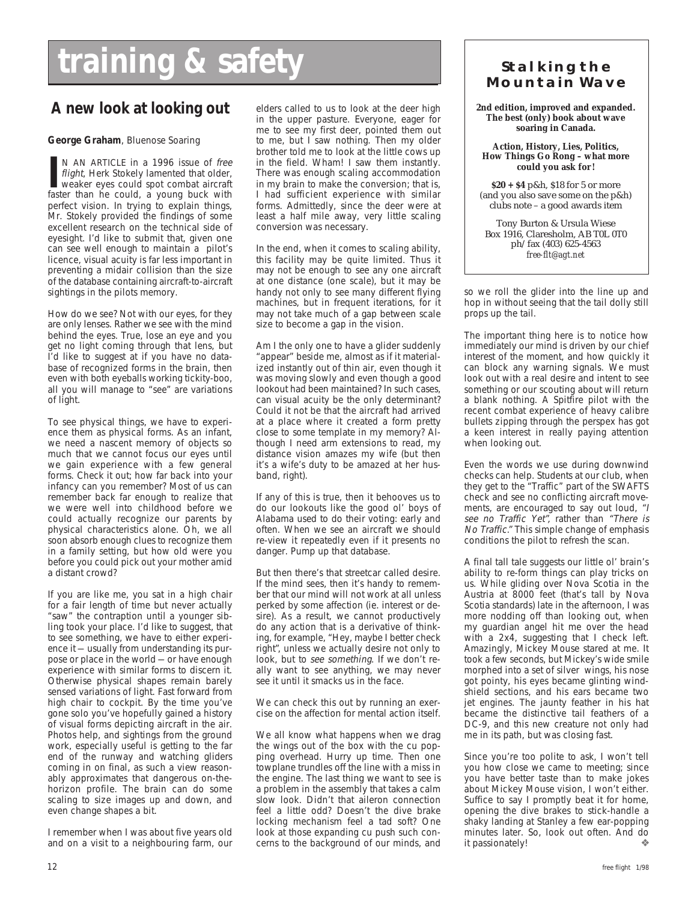# training & safety

## A new look at looking out

**George Graham**, Bluenose Soaring

IN AN ARTICLE in a 1996 issue of *free flight*, Herk Stokely lamented that older, weaker eyes could spot combat aircraft faster than he could, a young buck with perfect vision. In trying to explain things, Mr. Stokely provided the findings of some excellent research on the technical side of eyesight. I'd like to submit that, given one can see well enough to maintain a pilot's licence, visual acuity is far less important in preventing a midair collision than the size of the database containing aircraft-to-aircraft sightings in the pilots memory.

How do we see? Not with our eyes, for they are only lenses. Rather we see with the mind behind the eyes. True, lose an eye and you get no light coming through that lens, but I'd like to suggest at if you have no database of recognized forms in the brain, then even with both eyeballs working tickity-boo, all you will manage to "see" are variations of light.

To see physical things, we have to experience them as physical forms. As an infant, we need a nascent memory of objects so much that we cannot focus our eyes until we gain experience with a few general forms. Check it out; how far back into your infancy can you remember? Most of us can remember back far enough to realize that we were well into childhood before we could actually recognize our parents by physical characteristics alone. Oh, we all soon absorb enough clues to recognize them in a family setting, but how old were you before you could pick out your mother amid a distant crowd?

If you are like me, you sat in a high chair for a fair length of time but never actually "saw" the contraption until a younger sibling took your place. I'd like to suggest, that to see something, we have to either experience it — usually from understanding its purpose or place in the world — or have enough experience with similar forms to discern it. Otherwise physical shapes remain barely sensed variations of light. Fast forward from high chair to cockpit. By the time you've gone solo you've hopefully gained a history of visual forms depicting aircraft in the air. Photos help, and sightings from the ground work, especially useful is getting to the far end of the runway and watching gliders coming in on final, as such a view reasonably approximates that dangerous on-the-horizon profile. The brain can do some scaling to size images up and down, and even change shapes a bit.

I remember when I was about five years old and on a visit to a neighbouring farm, our elders called to us to look at the deer high in the upper pasture. Everyone, eager for me to see my first deer, pointed them out to me, but I saw nothing. Then my older brother told me to look at the little cows up in the field. Wham! I saw them instantly. There was enough scaling accommodation in my brain to make the conversion; that is, I had sufficient experience with similar forms. Admittedly, since the deer were at least a half mile away, very little scaling conversion was necessary.

In the end, when it comes to scaling ability, this facility may be quite limited. Thus it may not be enough to see any one aircraft at one distance (one scale), but it may be handy not only to see many different flying machines, but in frequent iterations, for it may not take much of a gap between scale size to become a gap in the vision.

Am I the only one to have a glider suddenly "appear" beside me, almost as if it materialized instantly out of thin air, even though it was moving slowly and even though a good lookout had been maintained? In such cases, can visual acuity be the only determinant? Could it not be that the aircraft had arrived at a place where it created a form pretty close to some template in my memory? Although I need arm extensions to read, my distance vision amazes my wife (but then it's a wife's duty to be amazed at her husband, right).

If any of this is true, then it behooves us to do our lookouts like the good ol' boys of Alabama used to do their voting: early and often. When we see an aircraft we should re-view it repeatedly even if it presents no danger. Pump up that database.

But then there's that streetcar called desire. If the mind sees, then it's handy to remember that our mind will not work at all unless perked by some affection (ie. interest or desire). As a result, we cannot productively do any action that is a derivative of thinking, for example, "Hey, maybe I better check right", unless we actually desire not only to look, but to *see something*. If we don't really want to see anything, we may never see it until it smacks us in the face.

We can check this out by running an exercise on the affection for mental action itself.

We all know what happens when we drag the wings out of the box with the cu popping overhead. Hurry up time. Then one towplane trundles off the line with a miss in the engine. The last thing we want to see is a problem in the assembly that takes a calm slow look. Didn't that aileron connection feel a little odd? Doesn't the dive brake locking mechanism feel a tad soft? One look at those expanding cu push such concerns to the background of our minds, and so we roll the glider into the line up and hop in without seeing that the tail dolly still props up the tail.

The important thing here is to notice how immediately our mind is driven by our chief interest of the moment, and how quickly it can block any warning signals. We must look out with a real desire and intent to see something or our scouting about will return a blank nothing. A Spitfire pilot with the recent combat experience of heavy calibre bullets zipping through the perspex has got a keen interest in really paying attention when looking out.

Even the words we use during downwind checks can help. Students at our club, when they get to the "Traffic" part of the SWAFTS check and see no conflicting aircraft movements, are encouraged to say out loud, *"I see no Traffic Yet"*, rather than *"There is No Traffic."* This simple change of emphasis conditions the pilot to refresh the scan.

A final tall tale suggests our little ol' brain's ability to re-form things can play tricks on us. While gliding over Nova Scotia in the Austria at 8000 feet (that's tall by Nova Scotia standards) late in the afternoon, I was more nodding off than looking out, when my guardian angel hit me over the head with a 2x4, suggesting that I check left. Amazingly, Mickey Mouse stared at me. It took a few seconds, but Mickey's wide smile morphed into a set of silver wings, his nose got pointy, his eyes became glinting windshield sections, and his ears became two jet engines. The jaunty feather in his hat became the distinctive tail feathers of a DC-9, and this new creature not only had me in its path, but was closing fast.

Since you're too polite to ask, I won't tell you how close we came to meeting; since you have better taste than to make jokes about Mickey Mouse vision, I won't either. Suffice to say I promptly beat it for home, opening the dive brakes to stick-handle a shaky landing at Stanley a few ear-popping minutes later. So, look out often. And do it passionately! ❖

---

### Stalking the Mountain Wave

**2nd edition, improved and expanded. The best (only) book about wave soaring in Canada.**

**Action, History, Lies, Politics, How Things Go Rong – what more could you ask for!**

**$20 + $4** p&h, $18 for 5 or more (and you also save some on the p&h) clubs note – a good awards item

Tony Burton & Ursula Wiese
Box 1916, Claresholm, AB T0L 0T0
ph/fax (403) 625-4563
*free-flt@agt.net*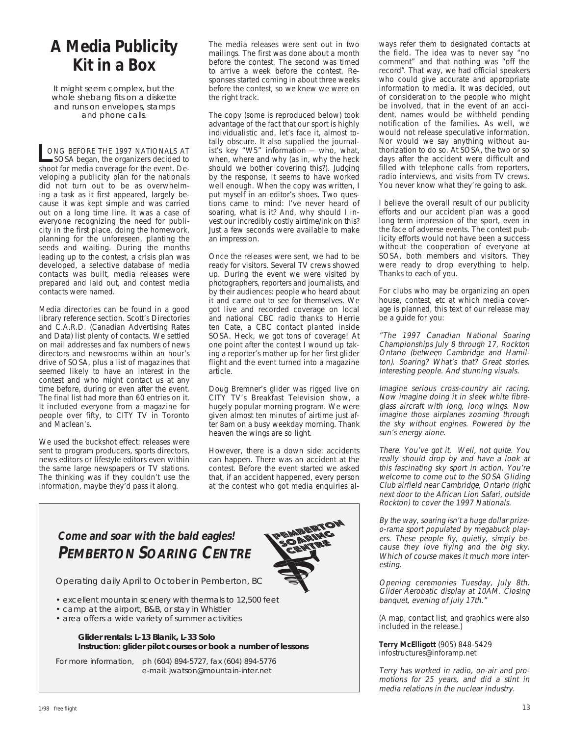# A Media Publicity Kit in a Box

It might seem complex, but the whole shebang fits on a diskette and runs on envelopes, stamps and phone calls.

LONG BEFORE THE 1997 NATIONALS AT SOSA began, the organizers decided to shoot for media coverage for the event. Developing a publicity plan for the nationals did not turn out to be as overwhelming a task as it first appeared, largely because it was kept simple and was carried out on a long time line. It was a case of everyone recognizing the need for publicity in the first place, doing the homework, planning for the unforeseen, planting the seeds and waiting. During the months leading up to the contest, a crisis plan was developed, a selective database of media contacts was built, media releases were prepared and laid out, and contest media contacts were named.

Media directories can be found in a good library reference section. Scott's Directories and C.A.R.D. (Canadian Advertising Rates and Data) list plenty of contacts. We settled on mail addresses and fax numbers of news directors and newsrooms within an hour's drive of SOSA, plus a list of magazines that seemed likely to have an interest in the contest and who might contact us at any time before, during or even after the event. The final list had more than 60 entries on it. It included everyone from a magazine for people over fifty, to CITY TV in Toronto and Maclean's.

We used the buckshot effect: releases were sent to program producers, sports directors, news editors or lifestyle editors even within the same large newspapers or TV stations. The thinking was if they couldn't use the information, maybe they'd pass it along.

The media releases were sent out in two mailings. The first was done about a month before the contest. The second was timed to arrive a week before the contest. Responses started coming in about three weeks before the contest, so we knew we were on the right track.

The copy (some is reproduced below) took advantage of the fact that our sport is highly individualistic and, let's face it, almost totally obscure. It also supplied the journalist's key "W5" information — who, what, when, where and why (as in, why the heck should we bother covering this?). Judging by the response, it seems to have worked well enough. When the copy was written, I put myself in an editor's shoes. Two questions came to mind: I've never heard of soaring, what is it? And, why should I invest our incredibly costly airtime/ink on this? Just a few seconds were available to make an impression.

Once the releases were sent, we had to be ready for visitors. Several TV crews showed up. During the event we were visited by photographers, reporters and journalists, and by their audiences: people who heard about it and came out to see for themselves. We got live and recorded coverage on local and national CBC radio thanks to Herrie ten Cate, a CBC contact planted inside SOSA. Heck, we got tons of coverage! At one point after the contest I wound up taking a reporter's mother up for her first glider flight and the event turned into a magazine article.

Doug Bremner's glider was rigged live on CITY TV's Breakfast Television show, a hugely popular morning program. We were given almost ten minutes of airtime just after 8am on a busy weekday morning. Thank heaven the wings are so light.

However, there is a down side: accidents can happen. There was an accident at the contest. Before the event started we asked that, if an accident happened, every person at the contest who got media enquiries always refer them to designated contacts at the field. The idea was to never say "no comment" and that nothing was "off the record". That way, we had official speakers who could give accurate and appropriate information to media. It was decided, out of consideration to the people who might be involved, that in the event of an accident, names would be withheld pending notification of the families. As well, we would not release speculative information. Nor would we say anything without authorization to do so. At SOSA, the two or so days after the accident were difficult and filled with telephone calls from reporters, radio interviews, and visits from TV crews. You never know what they're going to ask.

I believe the overall result of our publicity efforts and our accident plan was a good long term impression of the sport, even in the face of adverse events. The contest publicity efforts would not have been a success without the cooperation of everyone at SOSA, both members and visitors. They were ready to drop everything to help. Thanks to each of you.

For clubs who may be organizing an open house, contest, etc at which media coverage is planned, this text of our release may be a guide for you:

*"The 1997 Canadian National Soaring Championships July 8 through 17, Rockton Ontario (between Cambridge and Hamilton). Soaring? What's that? Great stories. Interesting people. And stunning visuals.*

*Imagine serious cross-country air racing. Now imagine doing it in sleek white fibreglass aircraft with long, long wings. Now imagine those airplanes zooming through the sky without engines. Powered by the sun's energy alone.*

*There. You've got it. Well, not quite. You really should drop by and have a look at this fascinating sky sport in action. You're welcome to come out to the SOSA Gliding Club airfield near Cambridge, Ontario (right next door to the African Lion Safari, outside Rockton) to cover the 1997 Nationals.*

*By the way, soaring isn't a huge dollar prize-o-rama sport populated by megabuck players. These people fly, quietly, simply because they love flying and the big sky. Which of course makes it much more interesting.*

*Opening ceremonies Tuesday, July 8th. Glider Aerobatic display at 10AM. Closing banquet, evening of July 17th."*

(A map, contact list, and graphics were also included in the release.)

**Terry McElligott** (905) 848-5429
infostructures@inforamp.net

*Terry has worked in radio, on-air and promotions for 25 years, and did a stint in media relations in the nuclear industry.*

---

**Come and soar with the bald eagles!**

**PEMBERTON SOARING CENTRE**

Operating daily April to October in Pemberton, BC

- excellent mountain scenery with thermals to 12,500 feet
- camp at the airport, B&B, or stay in Whistler
- area offers a wide variety of summer activities

**Glider rentals: L-13 Blanik, L-33 Solo**
**Instruction: glider pilot courses or book a number of lessons**

For more information, ph (604) 894-5727, fax (604) 894-5776
e-mail: jwatson@mountain-inter.net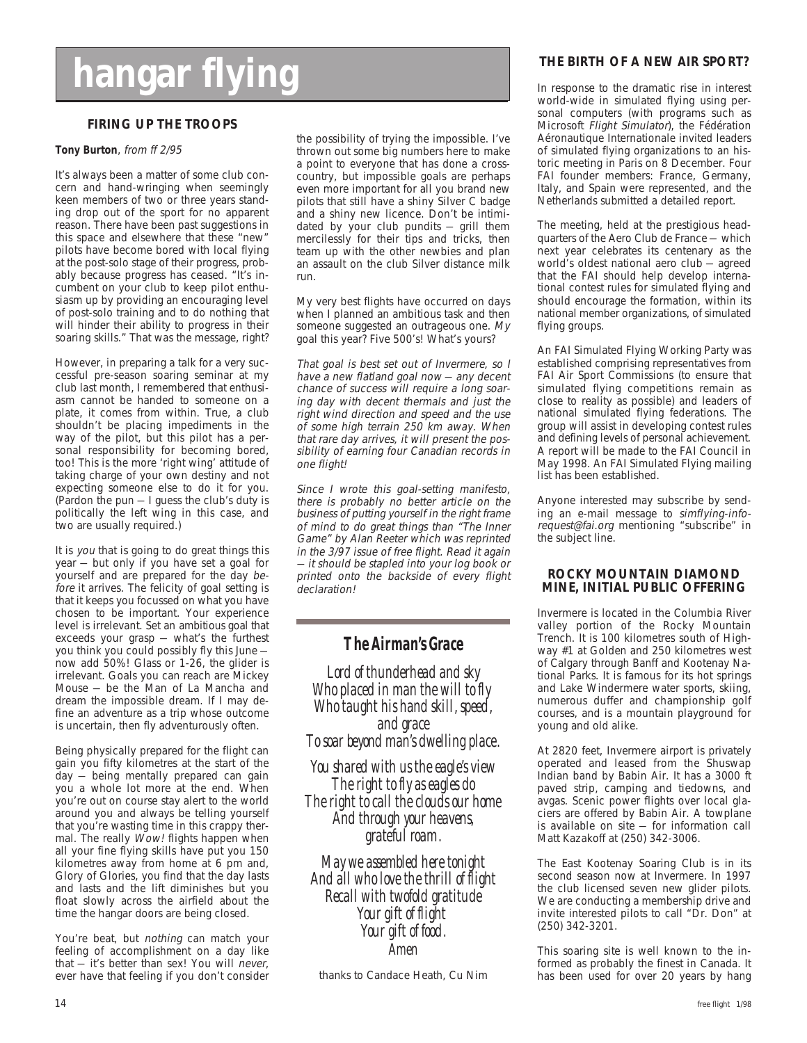# hangar flying

### FIRING UP THE TROOPS

**Tony Burton**, *from ff 2/95*

It's always been a matter of some club concern and hand-wringing when seemingly keen members of two or three years standing drop out of the sport for no apparent reason. There have been past suggestions in this space and elsewhere that these "new" pilots have become bored with local flying at the post-solo stage of their progress, probably because progress has ceased. "It's incumbent on your club to keep pilot enthusiasm up by providing an encouraging level of post-solo training and to do nothing that will hinder their ability to progress in their soaring skills." That was the message, right?

However, in preparing a talk for a very successful pre-season soaring seminar at my club last month, I remembered that enthusiasm cannot be handed to someone on a plate, it comes from within. True, a club shouldn't be placing impediments in the way of the pilot, but this pilot has a personal responsibility for becoming bored, too! This is the more 'right wing' attitude of taking charge of your own destiny and not expecting someone else to do it for you. (Pardon the pun — I guess the club's duty is politically the left wing in this case, and two are usually required.)

It is *you* that is going to do great things this year — but only if you have set a goal for yourself and are prepared for the day *before* it arrives. The felicity of goal setting is that it keeps you focussed on what you have chosen to be important. Your experience level is irrelevant. Set an ambitious goal that exceeds your grasp — what's the furthest you think you could possibly fly this June — now add 50%! Glass or 1-26, the glider is irrelevant. Goals you can reach are Mickey Mouse — be the Man of La Mancha and dream the impossible dream. If I may define an adventure as a trip whose outcome is uncertain, then fly adventurously often.

Being physically prepared for the flight can gain you fifty kilometres at the start of the day — being mentally prepared can gain you a whole lot more at the end. When you're out on course stay alert to the world around you and always be telling yourself that you're wasting time in this crappy thermal. The really *Wow!* flights happen when all your fine flying skills have put you 150 kilometres away from home at 6 pm and, Glory of Glories, you find that the day lasts and lasts and the lift diminishes but you float slowly across the airfield about the time the hangar doors are being closed.

You're beat, but *nothing* can match your feeling of accomplishment on a day like that — it's better than sex! You will *never*, ever have that feeling if you don't consider the possibility of trying the impossible. I've thrown out some big numbers here to make a point to everyone that has done a cross-country, but impossible goals are perhaps even more important for all you brand new pilots that still have a shiny Silver C badge and a shiny new licence. Don't be intimidated by your club pundits — grill them mercilessly for their tips and tricks, then team up with the other newbies and plan an assault on the club Silver distance milk run.

My very best flights have occurred on days when I planned an ambitious task and then someone suggested an outrageous one. *My* goal this year? Five 500's! What's yours?

*That goal is best set out of Invermere, so I have a new flatland goal now — any decent chance of success will require a long soaring day with decent thermals and just the right wind direction and speed and the use of some high terrain 250 km away. When that rare day arrives, it will present the possibility of earning four Canadian records in one flight!*

*Since I wrote this goal-setting manifesto, there is probably no better article on the business of putting yourself in the right frame of mind to do great things than "The Inner Game" by Alan Reeter which was reprinted in the 3/97 issue of free flight. Read it again — it should be stapled into your log book or printed onto the backside of every flight declaration!*

## The Airman's Grace

*Lord of thunderhead and sky*
*Who placed in man the will to fly*
*Who taught his hand skill, speed, and grace*
*To soar beyond man's dwelling place.*

*You shared with us the eagle's view*
*The right to fly as eagles do*
*The right to call the clouds our home*
*And through your heavens, grateful roam.*

*May we assembled here tonight*
*And all who love the thrill of flight*
*Recall with twofold gratitude*
*Your gift of flight*
*Your gift of food.*
*Amen*

thanks to Candace Heath, Cu Nim

### THE BIRTH OF A NEW AIR SPORT?

In response to the dramatic rise in interest world-wide in simulated flying using personal computers (with programs such as Microsoft *Flight Simulator*), the Fédération Aéronautique Internationale invited leaders of simulated flying organizations to an historic meeting in Paris on 8 December. Four FAI founder members: France, Germany, Italy, and Spain were represented, and the Netherlands submitted a detailed report.

The meeting, held at the prestigious headquarters of the Aero Club de France — which next year celebrates its centenary as the world's oldest national aero club — agreed that the FAI should help develop international contest rules for simulated flying and should encourage the formation, within its national member organizations, of simulated flying groups.

An FAI Simulated Flying Working Party was established comprising representatives from FAI Air Sport Commissions (to ensure that simulated flying competitions remain as close to reality as possible) and leaders of national simulated flying federations. The group will assist in developing contest rules and defining levels of personal achievement. A report will be made to the FAI Council in May 1998. An FAI Simulated Flying mailing list has been established.

Anyone interested may subscribe by sending an e-mail message to *simflying-info-request@fai.org* mentioning "subscribe" in the subject line.

### ROCKY MOUNTAIN DIAMOND MINE, INITIAL PUBLIC OFFERING

Invermere is located in the Columbia River valley portion of the Rocky Mountain Trench. It is 100 kilometres south of Highway #1 at Golden and 250 kilometres west of Calgary through Banff and Kootenay National Parks. It is famous for its hot springs and Lake Windermere water sports, skiing, numerous duffer and championship golf courses, and is a mountain playground for young and old alike.

At 2820 feet, Invermere airport is privately operated and leased from the Shuswap Indian band by Babin Air. It has a 3000 ft paved strip, camping and tiedowns, and avgas. Scenic power flights over local glaciers are offered by Babin Air. A towplane is available on site — for information call Matt Kazakoff at (250) 342-3006.

The East Kootenay Soaring Club is in its second season now at Invermere. In 1997 the club licensed seven new glider pilots. We are conducting a membership drive and invite interested pilots to call "Dr. Don" at (250) 342-3201.

This soaring site is well known to the informed as probably the finest in Canada. It has been used for over 20 years by hang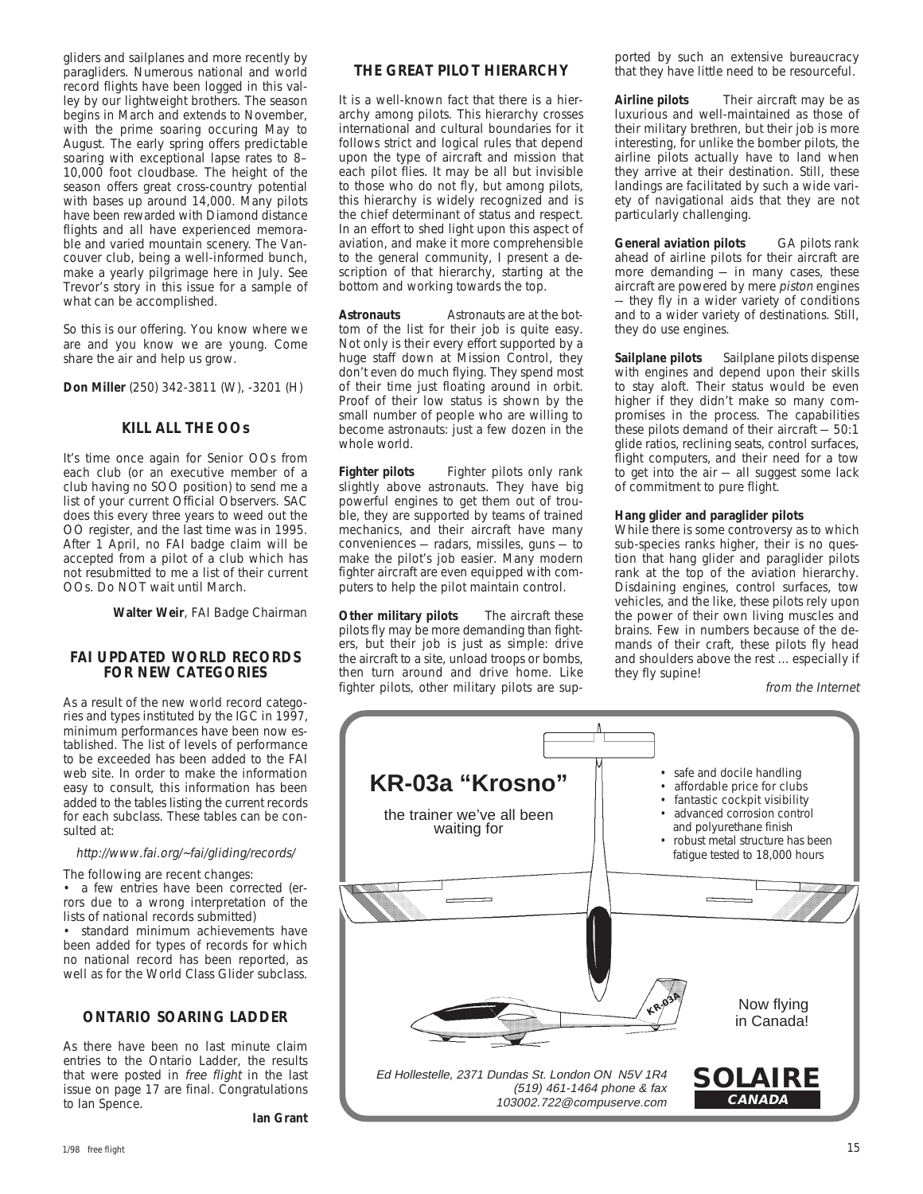gliders and sailplanes and more recently by paragliders. Numerous national and world record flights have been logged in this valley by our lightweight brothers. The season begins in March and extends to November, with the prime soaring occuring May to August. The early spring offers predictable soaring with exceptional lapse rates to 8–10,000 foot cloudbase. The height of the season offers great cross-country potential with bases up around 14,000. Many pilots have been rewarded with Diamond distance flights and all have experienced memorable and varied mountain scenery. The Vancouver club, being a well-informed bunch, make a yearly pilgrimage here in July. See Trevor's story in this issue for a sample of what can be accomplished.

So this is our offering. You know where we are and you know we are young. Come share the air and help us grow.

**Don Miller** (250) 342-3811 (W), -3201 (H)

## KILL ALL THE OOs

It's time once again for Senior OOs from each club (or an executive member of a club having no SOO position) to send me a list of your current Official Observers. SAC does this every three years to weed out the OO register, and the last time was in 1995. After 1 April, no FAI badge claim will be accepted from a pilot of a club which has not resubmitted to me a list of their current OOs. Do NOT wait until March.

**Walter Weir**, FAI Badge Chairman

## FAI UPDATED WORLD RECORDS FOR NEW CATEGORIES

As a result of the new world record categories and types instituted by the IGC in 1997, minimum performances have been now established. The list of levels of performance to be exceeded has been added to the FAI web site. In order to make the information easy to consult, this information has been added to the tables listing the current records for each subclass. These tables can be consulted at:

*http://www.fai.org/~fai/gliding/records/*

The following are recent changes:

- a few entries have been corrected (errors due to a wrong interpretation of the lists of national records submitted)
- standard minimum achievements have been added for types of records for which no national record has been reported, as well as for the World Class Glider subclass.

## ONTARIO SOARING LADDER

As there have been no last minute claim entries to the Ontario Ladder, the results that were posted in *free flight* in the last issue on page 17 are final. Congratulations to Ian Spence.

**Ian Grant**

## THE GREAT PILOT HIERARCHY

It is a well-known fact that there is a hierarchy among pilots. This hierarchy crosses international and cultural boundaries for it follows strict and logical rules that depend upon the type of aircraft and mission that each pilot flies. It may be all but invisible to those who do not fly, but among pilots, this hierarchy is widely recognized and is the chief determinant of status and respect. In an effort to shed light upon this aspect of aviation, and make it more comprehensible to the general community, I present a description of that hierarchy, starting at the bottom and working towards the top.

**Astronauts** Astronauts are at the bottom of the list for their job is quite easy. Not only is their every effort supported by a huge staff down at Mission Control, they don't even do much flying. They spend most of their time just floating around in orbit. Proof of their low status is shown by the small number of people who are willing to become astronauts: just a few dozen in the whole world.

**Fighter pilots** Fighter pilots only rank slightly above astronauts. They have big powerful engines to get them out of trouble, they are supported by teams of trained mechanics, and their aircraft have many conveniences — radars, missiles, guns — to make the pilot's job easier. Many modern fighter aircraft are even equipped with computers to help the pilot maintain control.

**Other military pilots** The aircraft these pilots fly may be more demanding than fighters, but their job is just as simple: drive the aircraft to a site, unload troops or bombs, then turn around and drive home. Like fighter pilots, other military pilots are supported by such an extensive bureaucracy that they have little need to be resourceful.

**Airline pilots** Their aircraft may be as luxurious and well-maintained as those of their military brethren, but their job is more interesting, for unlike the bomber pilots, the airline pilots actually have to land when they arrive at their destination. Still, these landings are facilitated by such a wide variety of navigational aids that they are not particularly challenging.

**General aviation pilots** GA pilots rank ahead of airline pilots for their aircraft are more demanding — in many cases, these aircraft are powered by mere *piston* engines — they fly in a wider variety of conditions and to a wider variety of destinations. Still, they do use engines.

**Sailplane pilots** Sailplane pilots dispense with engines and depend upon their skills to stay aloft. Their status would be even higher if they didn't make so many compromises in the process. The capabilities these pilots demand of their aircraft — 50:1 glide ratios, reclining seats, control surfaces, flight computers, and their need for a tow to get into the air — all suggest some lack of commitment to pure flight.

**Hang glider and paraglider pilots**
While there is some controversy as to which sub-species ranks higher, their is no question that hang glider and paraglider pilots rank at the top of the aviation hierarchy. Disdaining engines, control surfaces, tow vehicles, and the like, these pilots rely upon the power of their own living muscles and brains. Few in numbers because of the demands of their craft, these pilots fly head and shoulders above the rest ... especially if they fly supine!

*from the Internet*

**KR-03a "Krosno"**

the trainer we've all been waiting for

- safe and docile handling
- affordable price for clubs
- fantastic cockpit visibility
- advanced corrosion control and polyurethane finish
- robust metal structure has been fatigue tested to 18,000 hours

Now flying in Canada!

*Ed Hollestelle, 2371 Dundas St. London ON N5V 1R4*
*(519) 461-1464 phone & fax*
*103002.722@compuserve.com*

**SOLAIRE CANADA**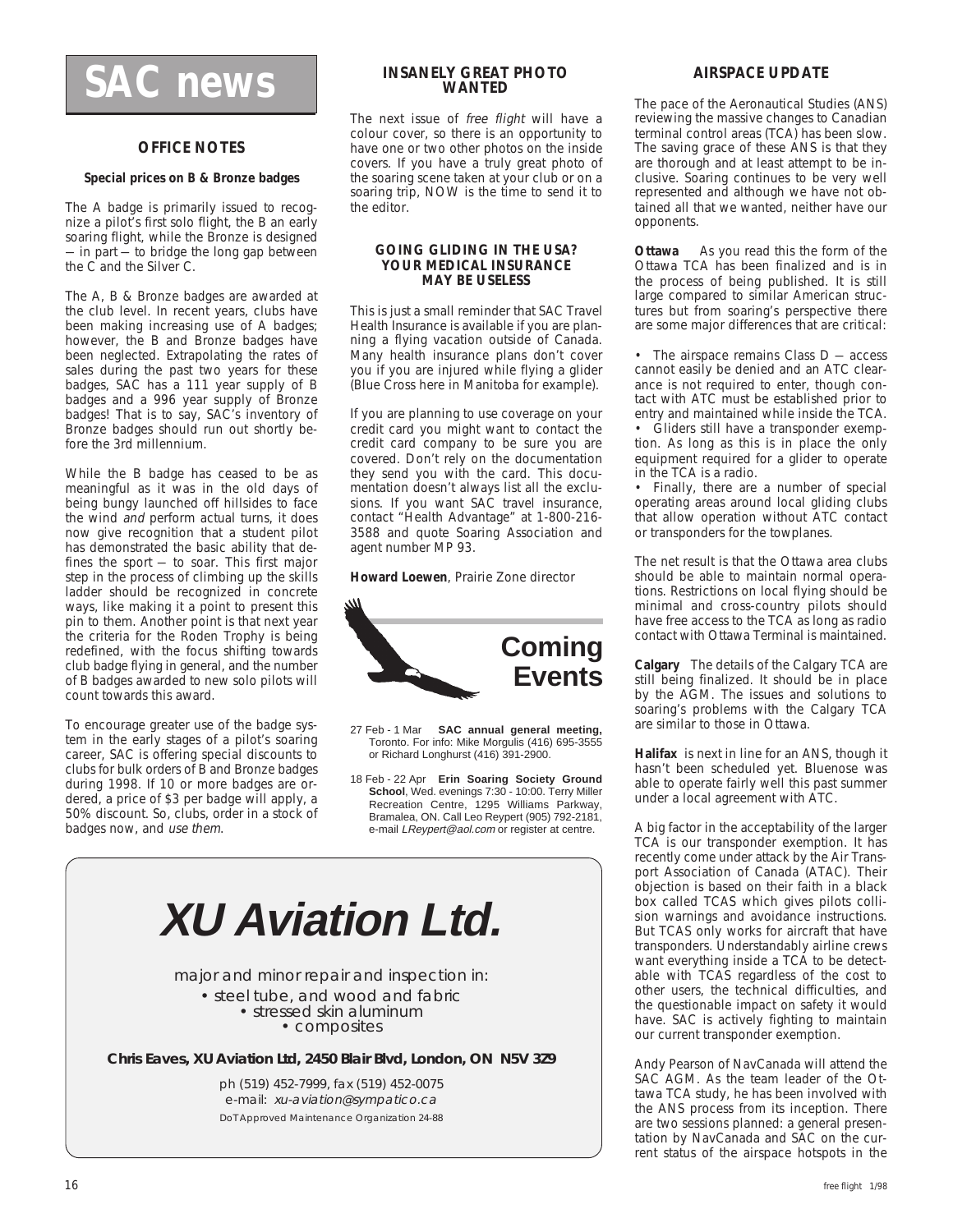# SAC news

## OFFICE NOTES

### Special prices on B & Bronze badges

The A badge is primarily issued to recognize a pilot's first solo flight, the B an early soaring flight, while the Bronze is designed — in part — to bridge the long gap between the C and the Silver C.

The A, B & Bronze badges are awarded at the club level. In recent years, clubs have been making increasing use of A badges; however, the B and Bronze badges have been neglected. Extrapolating the rates of sales during the past two years for these badges, SAC has a 111 year supply of B badges and a 996 year supply of Bronze badges! That is to say, SAC's inventory of Bronze badges should run out shortly before the 3rd millennium.

While the B badge has ceased to be as meaningful as it was in the old days of being bungy launched off hillsides to face the wind *and* perform actual turns, it does now give recognition that a student pilot has demonstrated the basic ability that defines the sport — to soar. This first major step in the process of climbing up the skills ladder should be recognized in concrete ways, like making it a point to present this pin to them. Another point is that next year the criteria for the Roden Trophy is being redefined, with the focus shifting towards club badge flying in general, and the number of B badges awarded to new solo pilots will count towards this award.

To encourage greater use of the badge system in the early stages of a pilot's soaring career, SAC is offering special discounts to clubs for bulk orders of B and Bronze badges during 1998. If 10 or more badges are ordered, a price of $3 per badge will apply, a 50% discount. So, clubs, order in a stock of badges now, and *use them*.

## INSANELY GREAT PHOTO WANTED

The next issue of *free flight* will have a colour cover, so there is an opportunity to have one or two other photos on the inside covers. If you have a truly great photo of the soaring scene taken at your club or on a soaring trip, NOW is the time to send it to the editor.

### GOING GLIDING IN THE USA? YOUR MEDICAL INSURANCE MAY BE USELESS

This is just a small reminder that SAC Travel Health Insurance is available if you are planning a flying vacation outside of Canada. Many health insurance plans don't cover you if you are injured while flying a glider (Blue Cross here in Manitoba for example).

If you are planning to use coverage on your credit card you might want to contact the credit card company to be sure you are covered. Don't rely on the documentation they send you with the card. This documentation doesn't always list all the exclusions. If you want SAC travel insurance, contact "Health Advantage" at 1-800-216-3588 and quote Soaring Association and agent number MP 93.

**Howard Loewen**, Prairie Zone director

## Coming Events

27 Feb - 1 Mar **SAC annual general meeting,** Toronto. For info: Mike Morgulis (416) 695-3555 or Richard Longhurst (416) 391-2900.

18 Feb - 22 Apr **Erin Soaring Society Ground School**, Wed. evenings 7:30 - 10:00. Terry Miller Recreation Centre, 1295 Williams Parkway, Bramalea, ON. Call Leo Reypert (905) 792-2181, e-mail *LReypert@aol.com* or register at centre.

## AIRSPACE UPDATE

The pace of the Aeronautical Studies (ANS) reviewing the massive changes to Canadian terminal control areas (TCA) has been slow. The saving grace of these ANS is that they are thorough and at least attempt to be inclusive. Soaring continues to be very well represented and although we have not obtained all that we wanted, neither have our opponents.

**Ottawa** As you read this the form of the Ottawa TCA has been finalized and is in the process of being published. It is still large compared to similar American structures but from soaring's perspective there are some major differences that are critical:

- The airspace remains Class D — access cannot easily be denied and an ATC clearance is not required to enter, though contact with ATC must be established prior to entry and maintained while inside the TCA.
- Gliders still have a transponder exemption. As long as this is in place the only equipment required for a glider to operate in the TCA is a radio.
- Finally, there are a number of special operating areas around local gliding clubs that allow operation without ATC contact or transponders for the towplanes.

The net result is that the Ottawa area clubs should be able to maintain normal operations. Restrictions on local flying should be minimal and cross-country pilots should have free access to the TCA as long as radio contact with Ottawa Terminal is maintained.

**Calgary** The details of the Calgary TCA are still being finalized. It should be in place by the AGM. The issues and solutions to soaring's problems with the Calgary TCA are similar to those in Ottawa.

**Halifax** is next in line for an ANS, though it hasn't been scheduled yet. Bluenose was able to operate fairly well this past summer under a local agreement with ATC.

A big factor in the acceptability of the larger TCA is our transponder exemption. It has recently come under attack by the Air Transport Association of Canada (ATAC). Their objection is based on their faith in a black box called TCAS which gives pilots collision warnings and avoidance instructions. But TCAS only works for aircraft that have transponders. Understandably airline crews want everything inside a TCA to be detectable with TCAS regardless of the cost to other users, the technical difficulties, and the questionable impact on safety it would have. SAC is actively fighting to maintain our current transponder exemption.

Andy Pearson of NavCanada will attend the SAC AGM. As the team leader of the Ottawa TCA study, he has been involved with the ANS process from its inception. There are two sessions planned: a general presentation by NavCanada and SAC on the current status of the airspace hotspots in the

---

**XU Aviation Ltd.**

major and minor repair and inspection in:
- steel tube, and wood and fabric
- stressed skin aluminum
- composites

**Chris Eaves, XU Aviation Ltd, 2450 Blair Blvd, London, ON N5V 3Z9**

ph (519) 452-7999, fax (519) 452-0075
e-mail: *xu-aviation@sympatico.ca*
DoT Approved Maintenance Organization 24-88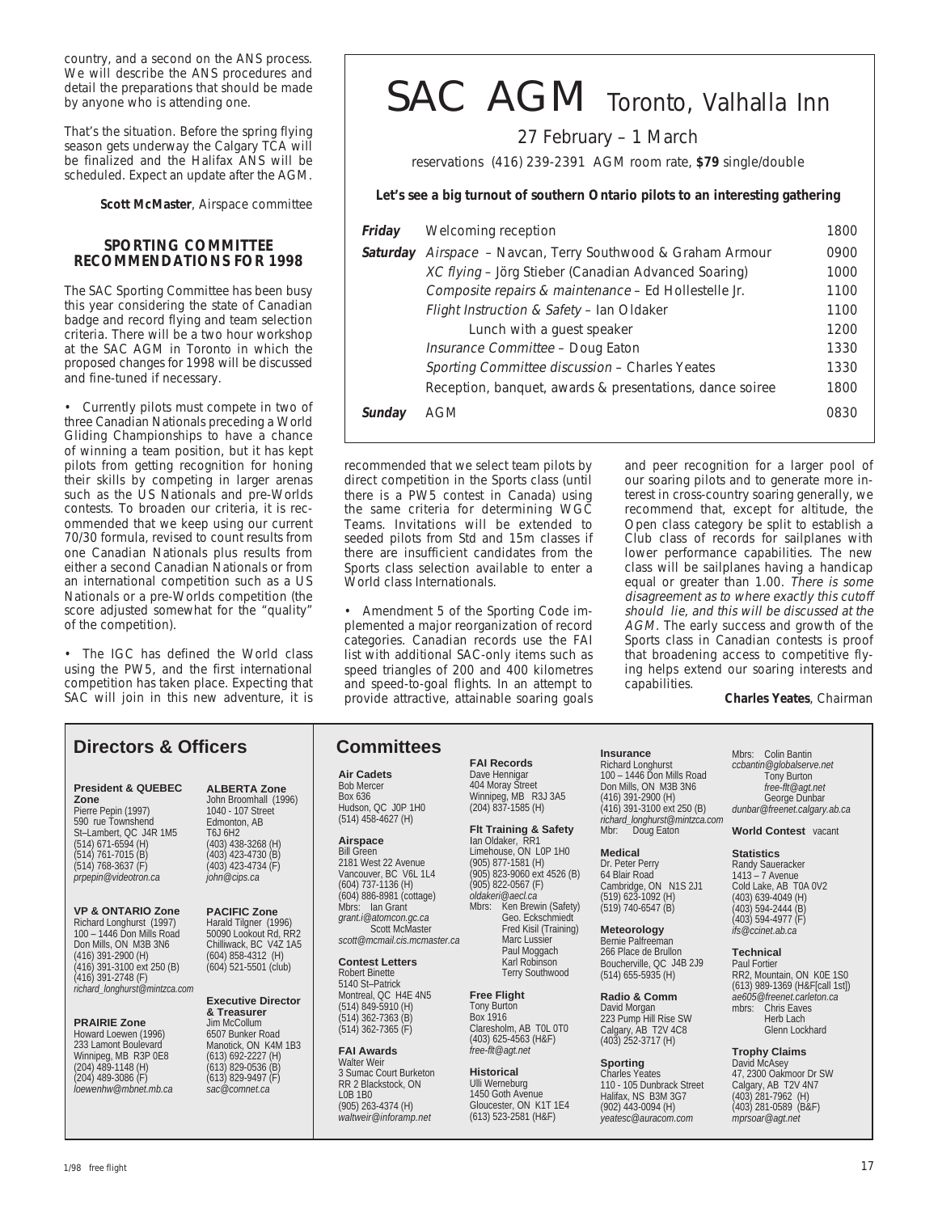country, and a second on the ANS process. We will describe the ANS procedures and detail the preparations that should be made by anyone who is attending one.

That's the situation. Before the spring flying season gets underway the Calgary TCA will be finalized and the Halifax ANS will be scheduled. Expect an update after the AGM.

**Scott McMaster**, Airspace committee

## SPORTING COMMITTEE RECOMMENDATIONS FOR 1998

The SAC Sporting Committee has been busy this year considering the state of Canadian badge and record flying and team selection criteria. There will be a two hour workshop at the SAC AGM in Toronto in which the proposed changes for 1998 will be discussed and fine-tuned if necessary.

- Currently pilots must compete in two of three Canadian Nationals preceding a World Gliding Championships to have a chance of winning a team position, but it has kept pilots from getting recognition for honing their skills by competing in larger arenas such as the US Nationals and pre-Worlds contests. To broaden our criteria, it is recommended that we keep using our current 70/30 formula, revised to count results from one Canadian Nationals plus results from either a second Canadian Nationals or from an international competition such as a US Nationals or a pre-Worlds competition (the score adjusted somewhat for the "quality" of the competition).

- The IGC has defined the World class using the PW5, and the first international competition has taken place. Expecting that SAC will join in this new adventure, it is recommended that we select team pilots by direct competition in the Sports class (until there is a PW5 contest in Canada) using the same criteria for determining WGC Teams. Invitations will be extended to seeded pilots from Std and 15m classes if there are insufficient candidates from the Sports class selection available to enter a World class Internationals.

- Amendment 5 of the Sporting Code implemented a major reorganization of record categories. Canadian records use the FAI list with additional SAC-only items such as speed triangles of 200 and 400 kilometres and speed-to-goal flights. In an attempt to provide attractive, attainable soaring goals and peer recognition for a larger pool of our soaring pilots and to generate more interest in cross-country soaring generally, we recommend that, except for altitude, the Open class category be split to establish a Club class of records for sailplanes with lower performance capabilities. The new class will be sailplanes having a handicap equal or greater than 1.00. *There is some disagreement as to where exactly this cutoff should lie, and this will be discussed at the AGM.* The early success and growth of the Sports class in Canadian contests is proof that broadening access to competitive flying helps extend our soaring interests and capabilities.

**Charles Yeates**, Chairman

# SAC AGM Toronto, Valhalla Inn

27 February – 1 March

reservations (416) 239-2391 AGM room rate, **$79** single/double

**Let's see a big turnout of southern Ontario pilots to an interesting gathering**

| | | |
|---|---|---|
| ***Friday*** | Welcoming reception | 1800 |
| ***Saturday*** | *Airspace* – Navcan, Terry Southwood & Graham Armour | 0900 |
| | *XC flying* – Jörg Stieber (Canadian Advanced Soaring) | 1000 |
| | *Composite repairs & maintenance* – Ed Hollestelle Jr. | 1100 |
| | *Flight Instruction & Safety* – Ian Oldaker | 1100 |
| | Lunch with a guest speaker | 1200 |
| | *Insurance Committee* – Doug Eaton | 1330 |
| | *Sporting Committee discussion* – Charles Yeates | 1330 |
| | Reception, banquet, awards & presentations, dance soiree | 1800 |
| ***Sunday*** | AGM | 0830 |

## Directors & Officers

**President & QUEBEC Zone**
Pierre Pepin (1997)
590 rue Townshend
St–Lambert, QC J4R 1M5
(514) 671-6594 (H)
(514) 761-7015 (B)
(514) 768-3637 (F)
*prpepin@videotron.ca*

**VP & ONTARIO Zone**
Richard Longhurst (1997)
100 – 1446 Don Mills Road
Don Mills, ON M3B 3N6
(416) 391-2900 (H)
(416) 391-3100 ext 250 (B)
(416) 391-2748 (F)
*richard_longhurst@mintzca.com*

**PRAIRIE Zone**
Howard Loewen (1996)
233 Lamont Boulevard
Winnipeg, MB R3P 0E8
(204) 489-1148 (H)
(204) 489-3086 (F)
*loewenhw@mbnet.mb.ca*

**ALBERTA Zone**
John Broomhall (1996)
1040 - 107 Street
Edmonton, AB
T6J 6H2
(403) 438-3268 (H)
(403) 423-4730 (B)
(403) 423-4734 (F)
*john@cips.ca*

**PACIFIC Zone**
Harald Tilgner (1996)
50090 Lookout Rd, RR2
Chilliwack, BC V4Z 1A5
(604) 858-4312 (H)
(604) 521-5501 (club)

**Executive Director & Treasurer**
Jim McCollum
6507 Bunker Road
Manotick, ON K4M 1B3
(613) 692-2227 (H)
(613) 829-0536 (B)
(613) 829-9497 (F)
*sac@comnet.ca*

## Committees

**Air Cadets**
Bob Mercer
Box 636
Hudson, QC J0P 1H0
(514) 458-4627 (H)

**Airspace**
Bill Green
2181 West 22 Avenue
Vancouver, BC V6L 1L4
(604) 737-1136 (H)
(604) 886-8981 (cottage)
Mbrs: Ian Grant
*grant.i@atomcon.gc.ca*
Scott McMaster
*scott@mcmail.cis.mcmaster.ca*

**Contest Letters**
Robert Binette
5140 St–Patrick
Montreal, QC H4E 4N5
(514) 849-5910 (H)
(514) 362-7363 (B)
(514) 362-7365 (F)

**FAI Awards**
Walter Weir
3 Sumac Court Burketon
RR 2 Blackstock, ON
L0B 1B0
(905) 263-4374 (H)
*waltweir@inforamp.net*

**FAI Records**
Dave Hennigar
404 Moray Street
Winnipeg, MB R3J 3A5
(204) 837-1585 (H)

**Flt Training & Safety**
Ian Oldaker, RR1
Limehouse, ON L0P 1H0
(905) 877-1581 (H)
(905) 823-9060 ext 4526 (B)
(905) 822-0567 (F)
*oldakeri@aecl.ca*
Mbrs: Ken Brewin (Safety)
Geo. Eckschmiedt
Fred Kisil (Training)
Marc Lussier
Paul Moggach
Karl Robinson
Terry Southwood

**Free Flight**
Tony Burton
Box 1916
Claresholm, AB T0L 0T0
(403) 625-4563 (H&F)
*free-flt@agt.net*

**Historical**
Ulli Werneburg
1450 Goth Avenue
Gloucester, ON K1T 1E4
(613) 523-2581 (H&F)

**Insurance**
Richard Longhurst
100 – 1446 Don Mills Road
Don Mills, ON M3B 3N6
(416) 391-2900 (H)
(416) 391-3100 ext 250 (B)
*richard_longhurst@mintzca.com*
Mbr: Doug Eaton

**Medical**
Dr. Peter Perry
64 Blair Road
Cambridge, ON N1S 2J1
(519) 623-1092 (H)
(519) 740-6547 (B)

**Meteorology**
Bernie Palfreeman
266 Place de Brullon
Boucherville, QC J4B 2J9
(514) 655-5935 (H)

**Radio & Comm**
David Morgan
223 Pump Hill Rise SW
Calgary, AB T2V 4C8
(403) 252-3717 (H)

**Sporting**
Charles Yeates
110 - 105 Dunbrack Street
Halifax, NS B3M 3G7
(902) 443-0094 (H)
*yeatesc@auracom.com*

Mbrs: Colin Bantin
*ccbantin@globalserve.net*
Tony Burton
*free-flt@agt.net*
George Dunbar
*dunbar@freenet.calgary.ab.ca*

**World Contest** vacant

**Statistics**
Randy Saueracker
1413 – 7 Avenue
Cold Lake, AB T0A 0V2
(403) 639-4049 (H)
(403) 594-2444 (B)
(403) 594-4977 (F)
*ifs@ccinet.ab.ca*

**Technical**
Paul Fortier
RR2, Mountain, ON K0E 1S0
(613) 989-1369 (H&F[call 1st])
*ae605@freenet.carleton.ca*
mbrs: Chris Eaves
Herb Lach
Glenn Lockhard

**Trophy Claims**
David McAsey
47, 2300 Oakmoor Dr SW
Calgary, AB T2V 4N7
(403) 281-7962 (H)
(403) 281-0589 (B&F)
*mprsoar@agt.net*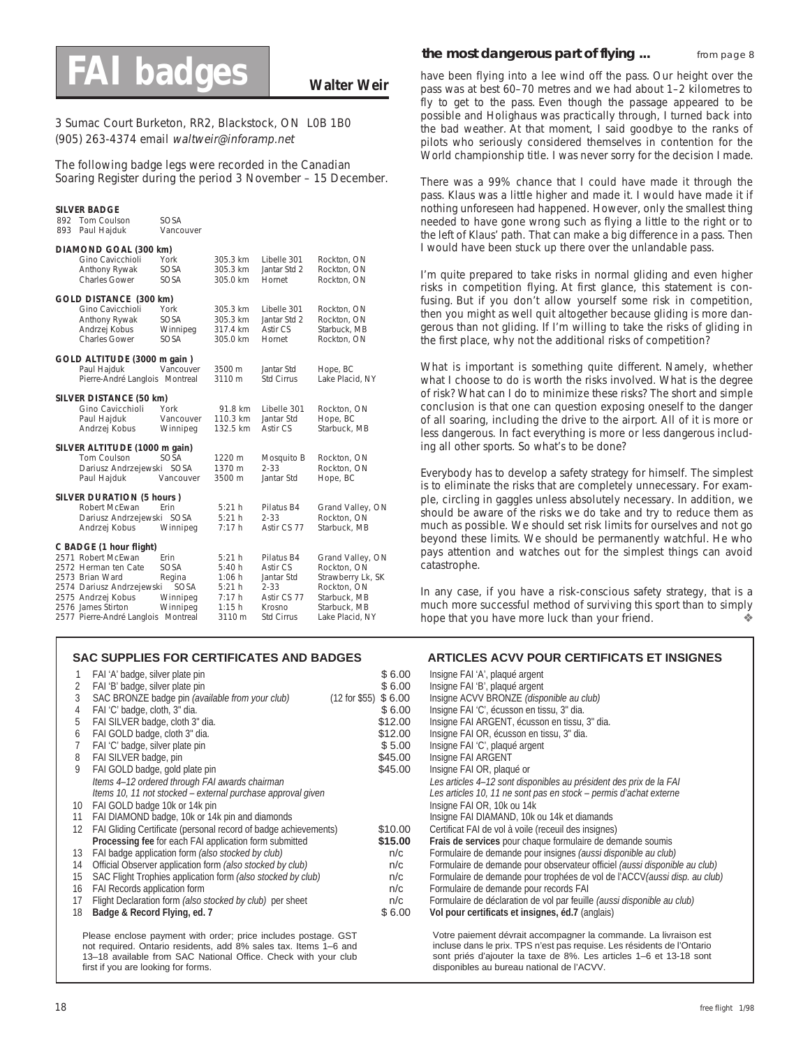# FAI badges

**Walter Weir**

3 Sumac Court Burketon, RR2, Blackstock, ON  L0B 1B0
(905) 263-4374 email *waltweir@inforamp.net*

The following badge legs were recorded in the Canadian Soaring Register during the period 3 November – 15 December.

**SILVER BADGE**

| | | | | | |
|---|---|---|---|---|---|
| 892 | Tom Coulson | SOSA | | | |
| 893 | Paul Hajduk | Vancouver | | | |

**DIAMOND GOAL (300 km)**

| | | | | |
|---|---|---|---|---|
| Gino Cavicchioli | York | 305.3 km | Libelle 301 | Rockton, ON |
| Anthony Rywak | SOSA | 305.3 km | Jantar Std 2 | Rockton, ON |
| Charles Gower | SOSA | 305.0 km | Hornet | Rockton, ON |

**GOLD DISTANCE (300 km)**

| | | | | |
|---|---|---|---|---|
| Gino Cavicchioli | York | 305.3 km | Libelle 301 | Rockton, ON |
| Anthony Rywak | SOSA | 305.3 km | Jantar Std 2 | Rockton, ON |
| Andrzej Kobus | Winnipeg | 317.4 km | Astir CS | Starbuck, MB |
| Charles Gower | SOSA | 305.0 km | Hornet | Rockton, ON |

**GOLD ALTITUDE (3000 m gain )**

| | | | | |
|---|---|---|---|---|
| Paul Hajduk | Vancouver | 3500 m | Jantar Std | Hope, BC |
| Pierre-André Langlois | Montreal | 3110 m | Std Cirrus | Lake Placid, NY |

**SILVER DISTANCE (50 km)**

| | | | | |
|---|---|---|---|---|
| Gino Cavicchioli | York | 91.8 km | Libelle 301 | Rockton, ON |
| Paul Hajduk | Vancouver | 110.3 km | Jantar Std | Hope, BC |
| Andrzej Kobus | Winnipeg | 132.5 km | Astir CS | Starbuck, MB |

**SILVER ALTITUDE (1000 m gain)**

| | | | | |
|---|---|---|---|---|
| Tom Coulson | SOSA | 1220 m | Mosquito B | Rockton, ON |
| Dariusz Andrzejewski | SOSA | 1370 m | 2-33 | Rockton, ON |
| Paul Hajduk | Vancouver | 3500 m | Jantar Std | Hope, BC |

**SILVER DURATION (5 hours )**

| | | | | |
|---|---|---|---|---|
| Robert McEwan | Erin | 5:21 h | Pilatus B4 | Grand Valley, ON |
| Dariusz Andrzejewski | SOSA | 5:21 h | 2-33 | Rockton, ON |
| Andrzej Kobus | Winnipeg | 7:17 h | Astir CS 77 | Starbuck, MB |

**C BADGE (1 hour flight)**

| | | | | | |
|---|---|---|---|---|---|
| 2571 | Robert McEwan | Erin | 5:21 h | Pilatus B4 | Grand Valley, ON |
| 2572 | Herman ten Cate | SOSA | 5:40 h | Astir CS | Rockton, ON |
| 2573 | Brian Ward | Regina | 1:06 h | Jantar Std | Strawberry Lk, SK |
| 2574 | Dariusz Andrzejewski | SOSA | 5:21 h | 2-33 | Rockton, ON |
| 2575 | Andrzej Kobus | Winnipeg | 7:17 h | Astir CS 77 | Starbuck, MB |
| 2576 | James Stirton | Winnipeg | 1:15 h | Krosno | Starbuck, MB |
| 2577 | Pierre-André Langlois | Montreal | 3110 m | Std Cirrus | Lake Placid, NY |

## the most dangerous part of flying ...

*from page 8*

have been flying into a lee wind off the pass. Our height over the pass was at best 60–70 metres and we had about 1–2 kilometres to fly to get to the pass. Even though the passage appeared to be possible and Holighaus was practically through, I turned back into the bad weather. At that moment, I said goodbye to the ranks of pilots who seriously considered themselves in contention for the World championship title. I was never sorry for the decision I made.

There was a 99% chance that I could have made it through the pass. Klaus was a little higher and made it. I would have made it if nothing unforeseen had happened. However, only the smallest thing needed to have gone wrong such as flying a little to the right or to the left of Klaus' path. That can make a big difference in a pass. Then I would have been stuck up there over the unlandable pass.

I'm quite prepared to take risks in normal gliding and even higher risks in competition flying. At first glance, this statement is confusing. But if you don't allow yourself some risk in competition, then you might as well quit altogether because gliding is more dangerous than not gliding. If I'm willing to take the risks of gliding in the first place, why not the additional risks of competition?

What is important is something quite different. Namely, whether what I choose to do is worth the risks involved. What is the degree of risk? What can I do to minimize these risks? The short and simple conclusion is that one can question exposing oneself to the danger of all soaring, including the drive to the airport. All of it is more or less dangerous. In fact everything is more or less dangerous including all other sports. So what's to be done?

Everybody has to develop a safety strategy for himself. The simplest is to eliminate the risks that are completely unnecessary. For example, circling in gaggles unless absolutely necessary. In addition, we should be aware of the risks we do take and try to reduce them as much as possible. We should set risk limits for ourselves and not go beyond these limits. We should be permanently watchful. He who pays attention and watches out for the simplest things can avoid catastrophe.

In any case, if you have a risk-conscious safety strategy, that is a much more successful method of surviving this sport than to simply hope that you have more luck than your friend. ❖

## SAC SUPPLIES FOR CERTIFICATES AND BADGES / ARTICLES ACVV POUR CERTIFICATS ET INSIGNES

| # | Item | Price | Article |
|---|---|---|---|
| 1 | FAI 'A' badge, silver plate pin | $ 6.00 | Insigne FAI 'A', plaqué argent |
| 2 | FAI 'B' badge, silver plate pin | $ 6.00 | Insigne FAI 'B', plaqué argent |
| 3 | SAC BRONZE badge pin *(available from your club)* | (12 for $55) $ 6.00 | Insigne ACVV BRONZE *(disponible au club)* |
| 4 | FAI 'C' badge, cloth, 3" dia. | $ 6.00 | Insigne FAI 'C', écusson en tissu, 3" dia. |
| 5 | FAI SILVER badge, cloth 3" dia. | $12.00 | Insigne FAI ARGENT, écusson en tissu, 3" dia. |
| 6 | FAI GOLD badge, cloth 3" dia. | $12.00 | Insigne FAI OR, écusson en tissu, 3" dia. |
| 7 | FAI 'C' badge, silver plate pin | $ 5.00 | Insigne FAI 'C', plaqué argent |
| 8 | FAI SILVER badge, pin | $45.00 | Insigne FAI ARGENT |
| 9 | FAI GOLD badge, gold plate pin | $45.00 | Insigne FAI OR, plaqué or |
| | *Items 4–12 ordered through FAI awards chairman* | | *Les articles 4–12 sont disponibles au président des prix de la FAI* |
| | *Items 10, 11 not stocked – external purchase approval given* | | *Les articles 10, 11 ne sont pas en stock – permis d'achat externe* |
| 10 | FAI GOLD badge 10k or 14k pin | | Insigne FAI OR, 10k ou 14k |
| 11 | FAI DIAMOND badge, 10k or 14k pin and diamonds | | Insigne FAI DIAMAND, 10k ou 14k et diamands |
| 12 | FAI Gliding Certificate (personal record of badge achievements) | $10.00 | Certificat FAI de vol à voile (receuil des insignes) |
| | **Processing fee** for each FAI application form submitted | **$15.00** | **Frais de services** pour chaque formulaire de demande soumis |
| 13 | FAI badge application form *(also stocked by club)* | n/c | Formulaire de demande pour insignes *(aussi disponible au club)* |
| 14 | Official Observer application form *(also stocked by club)* | n/c | Formulaire de demande pour observateur officiel *(aussi disponible au club)* |
| 15 | SAC Flight Trophies application form *(also stocked by club)* | n/c | Formulaire de demande pour trophées de vol de l'ACCV*(aussi disp. au club)* |
| 16 | FAI Records application form | n/c | Formulaire de demande pour records FAI |
| 17 | Flight Declaration form *(also stocked by club)* per sheet | n/c | Formulaire de déclaration de vol par feuille *(aussi disponible au club)* |
| 18 | **Badge & Record Flying, ed. 7** | $ 6.00 | **Vol pour certificats et insignes, éd.7** (anglais) |

Please enclose payment with order; price includes postage. GST not required. Ontario residents, add 8% sales tax. Items 1–6 and 13–18 available from SAC National Office. Check with your club first if you are looking for forms.

Votre paiement dévrait accompagner la commande. La livraison est incluse dans le prix. TPS n'est pas requise. Les résidents de l'Ontario sont priés d'ajouter la taxe de 8%. Les articles 1–6 et 13-18 sont disponibles au bureau national de l'ACVV.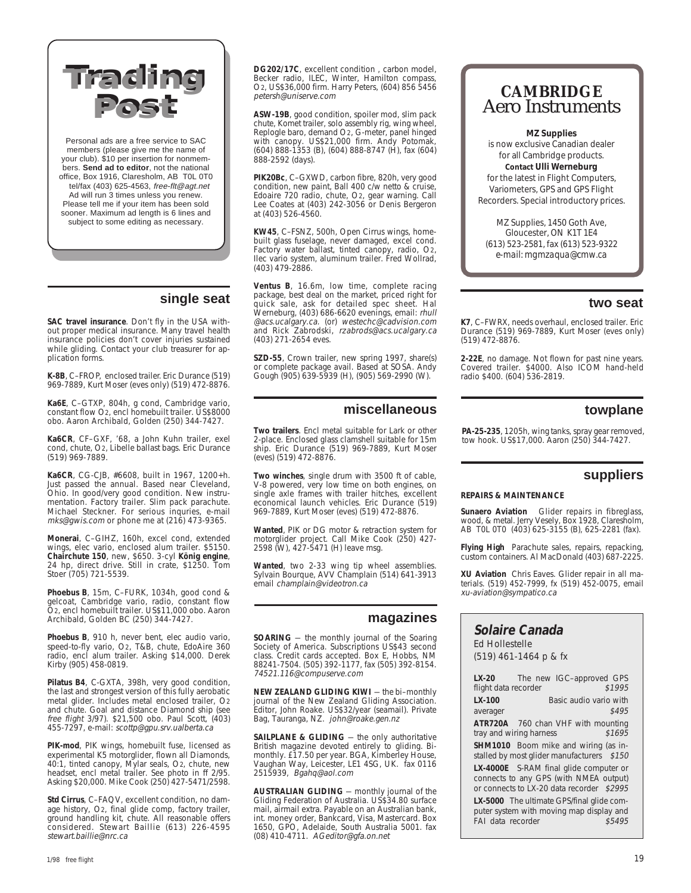# Trading Post

Personal ads are a free service to SAC members (please give me the name of your club). $10 per insertion for nonmembers. **Send ad to editor**, not the national office, Box 1916, Claresholm, AB T0L 0T0 tel/fax (403) 625-4563, *free-flt@agt.net* Ad will run 3 times unless you renew. Please tell me if your item has been sold sooner. Maximum ad length is 6 lines and subject to some editing as necessary.

## single seat

**SAC travel insurance**. Don't fly in the USA without proper medical insurance. Many travel health insurance policies don't cover injuries sustained while gliding. Contact your club treasurer for application forms.

**K-8B**, C–FROP, enclosed trailer. Eric Durance (519) 969-7889, Kurt Moser (eves only) (519) 472-8876.

**Ka6E**, C–GTXP, 804h, g cond, Cambridge vario, constant flow O2, encl homebuilt trailer. US$8000 obo. Aaron Archibald, Golden (250) 344-7427.

**Ka6CR**, CF–GXF, '68, a John Kuhn trailer, exel cond, chute, O2, Libelle ballast bags. Eric Durance (519) 969-7889.

**Ka6CR**, CG-CJB, #6608, built in 1967, 1200+h. Just passed the annual. Based near Cleveland, Ohio. In good/very good condition. New instrumentation. Factory trailer. Slim pack parachute. Michael Steckner. For serious inquries, e-mail *mks@gwis.com* or phone me at (216) 473-9365.

**Monerai**, C–GIHZ, 160h, excel cond, extended wings, elec vario, enclosed alum trailer. $5150. **Chairchute 150**, new, $650. 3-cyl **König engine**, 24 hp, direct drive. Still in crate, $1250. Tom Stoer (705) 721-5539.

**Phoebus B**, 15m, C–FURK, 1034h, good cond & gelcoat, Cambridge vario, radio, constant flow O2, encl homebuilt trailer. US$11,000 obo. Aaron Archibald, Golden BC (250) 344-7427.

**Phoebus B**, 910 h, never bent, elec audio vario, speed-to-fly vario, O2, T&B, chute, EdoAire 360 radio, encl alum trailer. Asking $14,000. Derek Kirby (905) 458-0819.

**Pilatus B4**, C-GXTA, 398h, very good condition, the last and strongest version of this fully aerobatic metal glider. Includes metal enclosed trailer, O2 and chute. Goal and distance Diamond ship (see *free flight* 3/97). $21,500 obo. Paul Scott, (403) 455-7297, e-mail: *scottp@gpu.srv.ualberta.ca*

**PIK-mod**, PIK wings, homebuilt fuse, licensed as experimental K5 motorglider, flown all Diamonds, 40:1, tinted canopy, Mylar seals, O2, chute, new headset, encl metal trailer. See photo in ff 2/95. Asking $20,000. Mike Cook (250) 427-5471/2598.

**Std Cirrus**, C–FAQV, excellent condition, no damage history, O2, final glide comp, factory trailer, ground handling kit, chute. All reasonable offers considered. Stewart Baillie (613) 226-4595 *stewart.baillie@nrc.ca*

**DG202/17C**, excellent condition , carbon model, Becker radio, ILEC, Winter, Hamilton compass, O2, US$36,000 firm. Harry Peters, (604) 856 5456 *petersh@uniserve.com*

**ASW-19B**, good condition, spoiler mod, slim pack chute, Komet trailer, solo assembly rig, wing wheel, Replogle baro, demand O2, G-meter, panel hinged with canopy. US$21,000 firm. Andy Potomak, (604) 888-1353 (B), (604) 888-8747 (H), fax (604) 888-2592 (days).

**PIK20Bc**, C–GXWD, carbon fibre, 820h, very good condition, new paint, Ball 400 c/w netto & cruise, Edoaire 720 radio, chute, O2, gear warning. Call Lee Coates at (403) 242-3056 or Denis Bergeron at (403) 526-4560.

**KW45**, C–FSNZ, 500h, Open Cirrus wings, homebuilt glass fuselage, never damaged, excel cond. Factory water ballast, tinted canopy, radio, O2, Ilec vario system, aluminum trailer. Fred Wollrad, (403) 479-2886.

**Ventus B**, 16.6m, low time, complete racing package, best deal on the market, priced right for quick sale, ask for detailed spec sheet. Hal Werneburg, (403) 686-6620 evenings, email: *rhull @acs.ucalgary.ca.* (or) *westechc@cadvision.com* and Rick Zabrodski, *rzabrods@acs.ucalgary.ca* (403) 271-2654 eves.

**SZD-55**, Crown trailer, new spring 1997, share(s) or complete package avail. Based at SOSA. Andy Gough (905) 639-5939 (H), (905) 569-2990 (W).

## miscellaneous

**Two trailers**. Encl metal suitable for Lark or other 2-place. Enclosed glass clamshell suitable for 15m ship. Eric Durance (519) 969-7889, Kurt Moser (eves) (519) 472-8876.

**Two winches**, single drum with 3500 ft of cable, V-8 powered, very low time on both engines, on single axle frames with trailer hitches, excellent economical launch vehicles. Eric Durance (519) 969-7889, Kurt Moser (eves) (519) 472-8876.

**Wanted**, PIK or DG motor & retraction system for motorglider project. Call Mike Cook (250) 427-2598 (W), 427-5471 (H) leave msg.

**Wanted**, two 2-33 wing tip wheel assemblies. Sylvain Bourque, AVV Champlain (514) 641-3913 email *champlain@videotron.ca*

## magazines

**SOARING** — the monthly journal of the Soaring Society of America. Subscriptions US$43 second class. Credit cards accepted. Box E, Hobbs, NM 88241-7504. (505) 392-1177, fax (505) 392-8154. *74521.116@compuserve.com*

**NEW ZEALAND GLIDING KIWI** — the bi–monthly journal of the New Zealand Gliding Association. Editor, John Roake. US$32/year (seamail). Private Bag, Tauranga, NZ. *john@roake.gen.nz*

**SAILPLANE & GLIDING** — the only authoritative British magazine devoted entirely to gliding. Bi-monthly. £17.50 per year. BGA, Kimberley House, Vaughan Way, Leicester, LE1 4SG, UK. fax 0116 2515939, *Bgahq@aol.com*

**AUSTRALIAN GLIDING** — monthly journal of the Gliding Federation of Australia. US$34.80 surface mail, airmail extra. Payable on an Australian bank, int. money order, Bankcard, Visa, Mastercard. Box 1650, GPO, Adelaide, South Australia 5001. fax (08) 410-4711. *AGeditor@gfa.on.net*

**CAMBRIDGE Aero Instruments**

**MZ Supplies** is now exclusive Canadian dealer for all Cambridge products. Contact **Ulli Werneburg** for the latest in Flight Computers, Variometers, GPS and GPS Flight Recorders. Special introductory prices.

MZ Supplies, 1450 Goth Ave, Gloucester, ON K1T 1E4
(613) 523-2581, fax (613) 523-9322
e-mail: mgmzaqua@cmw.ca

## two seat

**K7**, C–FWRX, needs overhaul, enclosed trailer. Eric Durance (519) 969-7889, Kurt Moser (eves only) (519) 472-8876.

**2-22E**, no damage. Not flown for past nine years. Covered trailer. $4000. Also ICOM hand-held radio $400. (604) 536-2819.

## towplane

**PA-25-235**, 1205h, wing tanks, spray gear removed, tow hook. US$17,000. Aaron (250) 344-7427.

## suppliers

**REPAIRS & MAINTENANCE**

**Sunaero Aviation** Glider repairs in fibreglass, wood, & metal. Jerry Vesely, Box 1928, Claresholm, AB T0L 0T0 (403) 625-3155 (B), 625-2281 (fax).

**Flying High** Parachute sales, repairs, repacking, custom containers. Al MacDonald (403) 687-2225.

**XU Aviation** Chris Eaves. Glider repair in all materials. (519) 452-7999, fx (519) 452-0075, email *xu-aviation@sympatico.ca*

**Solaire Canada**
Ed Hollestelle
(519) 461-1464 p & fx

**LX-20** The new IGC–approved GPS flight data recorder *$1995*

**LX-100** Basic audio vario with averager *$495*

**ATR720A** 760 chan VHF with mounting tray and wiring harness *$1695*

**SHM1010** Boom mike and wiring (as installed by most glider manufacturers *$150*

**LX-4000E** S-RAM final glide computer or connects to any GPS (with NMEA output) or connects to LX-20 data recorder *$2995*

**LX-5000** The ultimate GPS/final glide computer system with moving map display and FAI data recorder *$5495*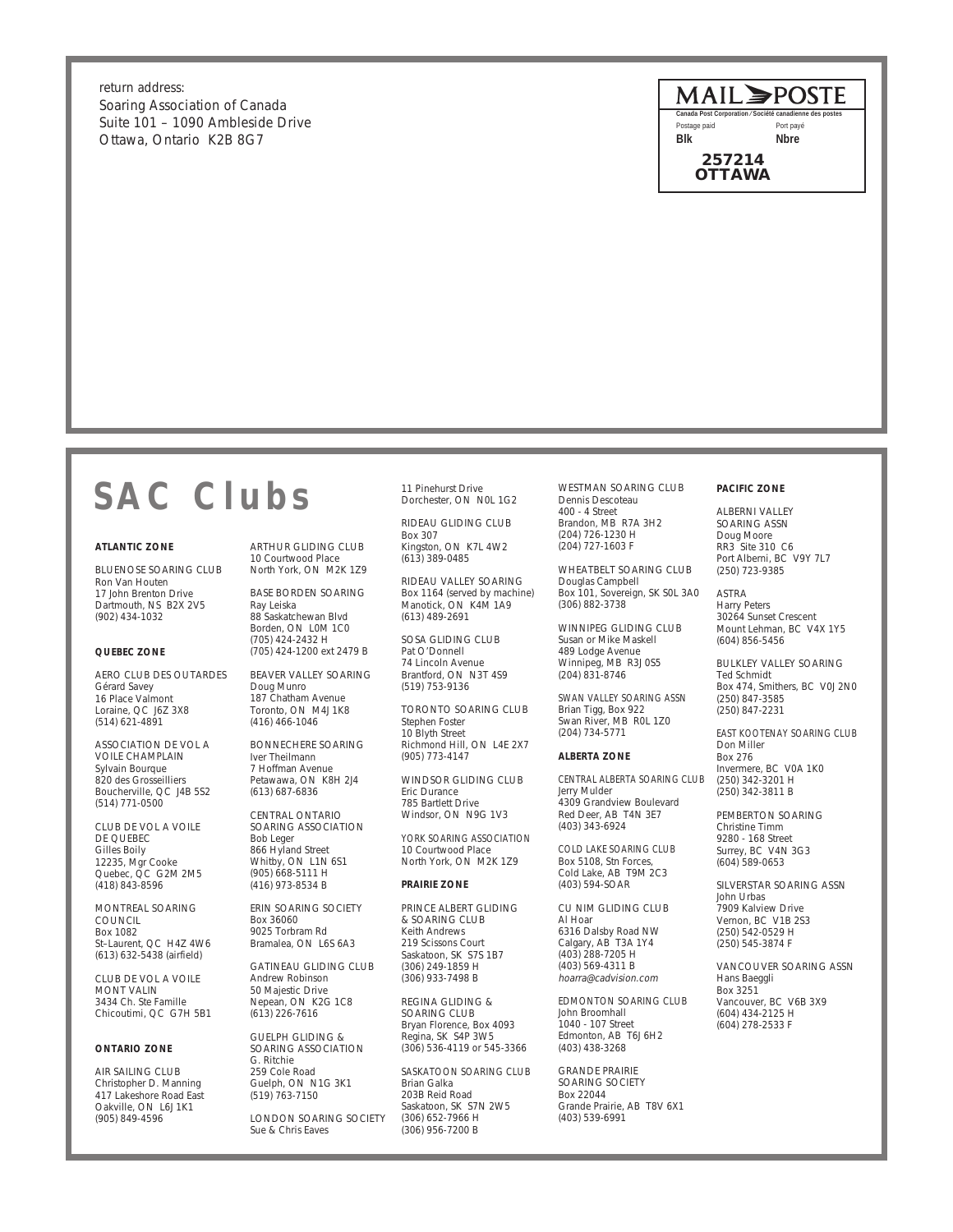return address:
Soaring Association of Canada
Suite 101 – 1090 Ambleside Drive
Ottawa, Ontario K2B 8G7

MAIL POSTE
Canada Post Corporation / Société canadienne des postes
Postage paid Port payé
Blk Nbre
257214
OTTAWA

# SAC Clubs

**ATLANTIC ZONE**

BLUENOSE SOARING CLUB
Ron Van Houten
17 John Brenton Drive
Dartmouth, NS B2X 2V5
(902) 434-1032

**QUEBEC ZONE**

AERO CLUB DES OUTARDES
Gérard Savey
16 Place Valmont
Loraine, QC J6Z 3X8
(514) 621-4891

ASSOCIATION DE VOL A VOILE CHAMPLAIN
Sylvain Bourque
820 des Grosseilliers
Boucherville, QC J4B 5S2
(514) 771-0500

CLUB DE VOL A VOILE DE QUEBEC
Gilles Boily
12235, Mgr Cooke
Quebec, QC G2M 2M5
(418) 843-8596

MONTREAL SOARING COUNCIL
Box 1082
St-Laurent, QC H4Z 4W6
(613) 632-5438 (airfield)

CLUB DE VOL A VOILE MONT VALIN
3434 Ch. Ste Famille
Chicoutimi, QC G7H 5B1

**ONTARIO ZONE**

AIR SAILING CLUB
Christopher D. Manning
417 Lakeshore Road East
Oakville, ON L6J 1K1
(905) 849-4596

ARTHUR GLIDING CLUB
10 Courtwood Place
North York, ON M2K 1Z9

BASE BORDEN SOARING
Ray Leiska
88 Saskatchewan Blvd
Borden, ON L0M 1C0
(705) 424-2432 H
(705) 424-1200 ext 2479 B

BEAVER VALLEY SOARING
Doug Munro
187 Chatham Avenue
Toronto, ON M4J 1K8
(416) 466-1046

BONNECHERE SOARING
Iver Theilmann
7 Hoffman Avenue
Petawawa, ON K8H 2J4
(613) 687-6836

CENTRAL ONTARIO SOARING ASSOCIATION
Bob Leger
866 Hyland Street
Whitby, ON L1N 6S1
(905) 668-5111 H
(416) 973-8534 B

ERIN SOARING SOCIETY
Box 36060
9025 Torbram Rd
Bramalea, ON L6S 6A3

GATINEAU GLIDING CLUB
Andrew Robinson
50 Majestic Drive
Nepean, ON K2G 1C8
(613) 226-7616

GUELPH GLIDING & SOARING ASSOCIATION
G. Ritchie
259 Cole Road
Guelph, ON N1G 3K1
(519) 763-7150

LONDON SOARING SOCIETY
Sue & Chris Eaves
11 Pinehurst Drive
Dorchester, ON N0L 1G2

RIDEAU GLIDING CLUB
Box 307
Kingston, ON K7L 4W2
(613) 389-0485

RIDEAU VALLEY SOARING
Box 1164 (served by machine)
Manotick, ON K4M 1A9
(613) 489-2691

SOSA GLIDING CLUB
Pat O'Donnell
74 Lincoln Avenue
Brantford, ON N3T 4S9
(519) 753-9136

TORONTO SOARING CLUB
Stephen Foster
10 Blyth Street
Richmond Hill, ON L4E 2X7
(905) 773-4147

WINDSOR GLIDING CLUB
Eric Durance
785 Bartlett Drive
Windsor, ON N9G 1V3

YORK SOARING ASSOCIATION
10 Courtwood Place
North York, ON M2K 1Z9

**PRAIRIE ZONE**

PRINCE ALBERT GLIDING & SOARING CLUB
Keith Andrews
219 Scissons Court
Saskatoon, SK S7S 1B7
(306) 249-1859 H
(306) 933-7498 B

REGINA GLIDING & SOARING CLUB
Bryan Florence, Box 4093
Regina, SK S4P 3W5
(306) 536-4119 or 545-3366

SASKATOON SOARING CLUB
Brian Galka
203B Reid Road
Saskatoon, SK S7N 2W5
(306) 652-7966 H
(306) 956-7200 B

WESTMAN SOARING CLUB
Dennis Descoteau
400 - 4 Street
Brandon, MB R7A 3H2
(204) 726-1230 H
(204) 727-1603 F

WHEATBELT SOARING CLUB
Douglas Campbell
Box 101, Sovereign, SK S0L 3A0
(306) 882-3738

WINNIPEG GLIDING CLUB
Susan or Mike Maskell
489 Lodge Avenue
Winnipeg, MB R3J 0S5
(204) 831-8746

SWAN VALLEY SOARING ASSN
Brian Tigg, Box 922
Swan River, MB R0L 1Z0
(204) 734-5771

**ALBERTA ZONE**

CENTRAL ALBERTA SOARING CLUB
Jerry Mulder
4309 Grandview Boulevard
Red Deer, AB T4N 3E7
(403) 343-6924

COLD LAKE SOARING CLUB
Box 5108, Stn Forces,
Cold Lake, AB T9M 2C3
(403) 594-SOAR

CU NIM GLIDING CLUB
Al Hoar
6316 Dalsby Road NW
Calgary, AB T3A 1Y4
(403) 288-7205 H
(403) 569-4311 B
*hoarra@cadvision.com*

EDMONTON SOARING CLUB
John Broomhall
1040 - 107 Street
Edmonton, AB T6J 6H2
(403) 438-3268

GRANDE PRAIRIE SOARING SOCIETY
Box 22044
Grande Prairie, AB T8V 6X1
(403) 539-6991

**PACIFIC ZONE**

ALBERNI VALLEY SOARING ASSN
Doug Moore
RR3 Site 310 C6
Port Alberni, BC V9Y 7L7
(250) 723-9385

ASTRA
Harry Peters
30264 Sunset Crescent
Mount Lehman, BC V4X 1Y5
(604) 856-5456

BULKLEY VALLEY SOARING
Ted Schmidt
Box 474, Smithers, BC V0J 2N0
(250) 847-3585
(250) 847-2231

EAST KOOTENAY SOARING CLUB
Don Miller
Box 276
Invermere, BC V0A 1K0
(250) 342-3201 H
(250) 342-3811 B

PEMBERTON SOARING
Christine Timm
9280 - 168 Street
Surrey, BC V4N 3G3
(604) 589-0653

SILVERSTAR SOARING ASSN
John Urbas
7909 Kalview Drive
Vernon, BC V1B 2S3
(250) 542-0529 H
(250) 545-3874 F

VANCOUVER SOARING ASSN
Hans Baeggli
Box 3251
Vancouver, BC V6B 3X9
(604) 434-2125 H
(604) 278-2533 F